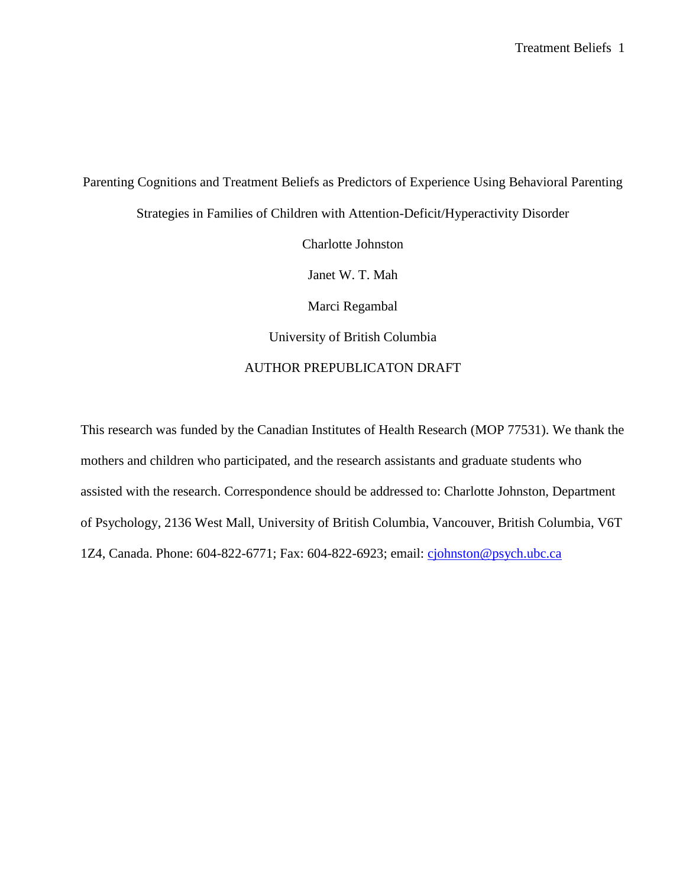# Parenting Cognitions and Treatment Beliefs as Predictors of Experience Using Behavioral Parenting Strategies in Families of Children with Attention-Deficit/Hyperactivity Disorder

Charlotte Johnston

Janet W. T. Mah

Marci Regambal

University of British Columbia

AUTHOR PREPUBLICATON DRAFT

This research was funded by the Canadian Institutes of Health Research (MOP 77531). We thank the mothers and children who participated, and the research assistants and graduate students who assisted with the research. Correspondence should be addressed to: Charlotte Johnston, Department of Psychology, 2136 West Mall, University of British Columbia, Vancouver, British Columbia, V6T 1Z4, Canada. Phone: 604-822-6771; Fax: 604-822-6923; email: cjohnston@psych.ubc.ca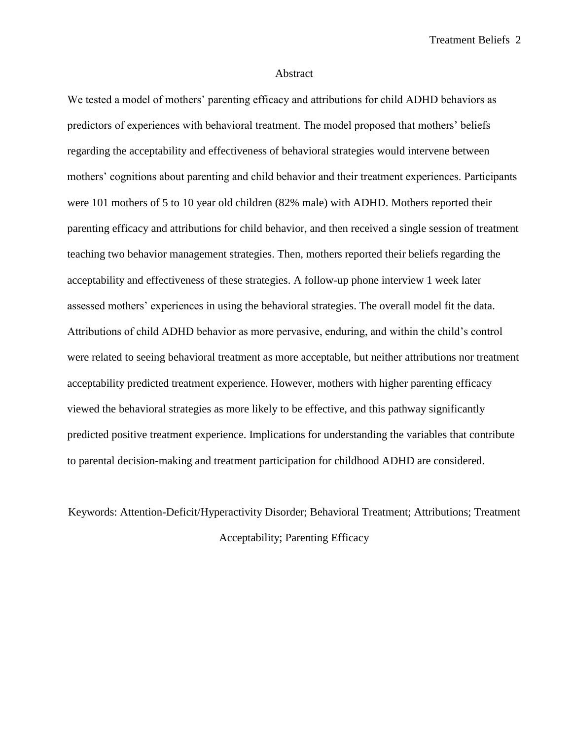# Abstract

We tested a model of mothers' parenting efficacy and attributions for child ADHD behaviors as predictors of experiences with behavioral treatment. The model proposed that mothers' beliefs regarding the acceptability and effectiveness of behavioral strategies would intervene between mothers' cognitions about parenting and child behavior and their treatment experiences. Participants were 101 mothers of 5 to 10 year old children (82% male) with ADHD. Mothers reported their parenting efficacy and attributions for child behavior, and then received a single session of treatment teaching two behavior management strategies. Then, mothers reported their beliefs regarding the acceptability and effectiveness of these strategies. A follow-up phone interview 1 week later assessed mothers' experiences in using the behavioral strategies. The overall model fit the data. Attributions of child ADHD behavior as more pervasive, enduring, and within the child's control were related to seeing behavioral treatment as more acceptable, but neither attributions nor treatment acceptability predicted treatment experience. However, mothers with higher parenting efficacy viewed the behavioral strategies as more likely to be effective, and this pathway significantly predicted positive treatment experience. Implications for understanding the variables that contribute to parental decision-making and treatment participation for childhood ADHD are considered.

Keywords: Attention-Deficit/Hyperactivity Disorder; Behavioral Treatment; Attributions; Treatment Acceptability; Parenting Efficacy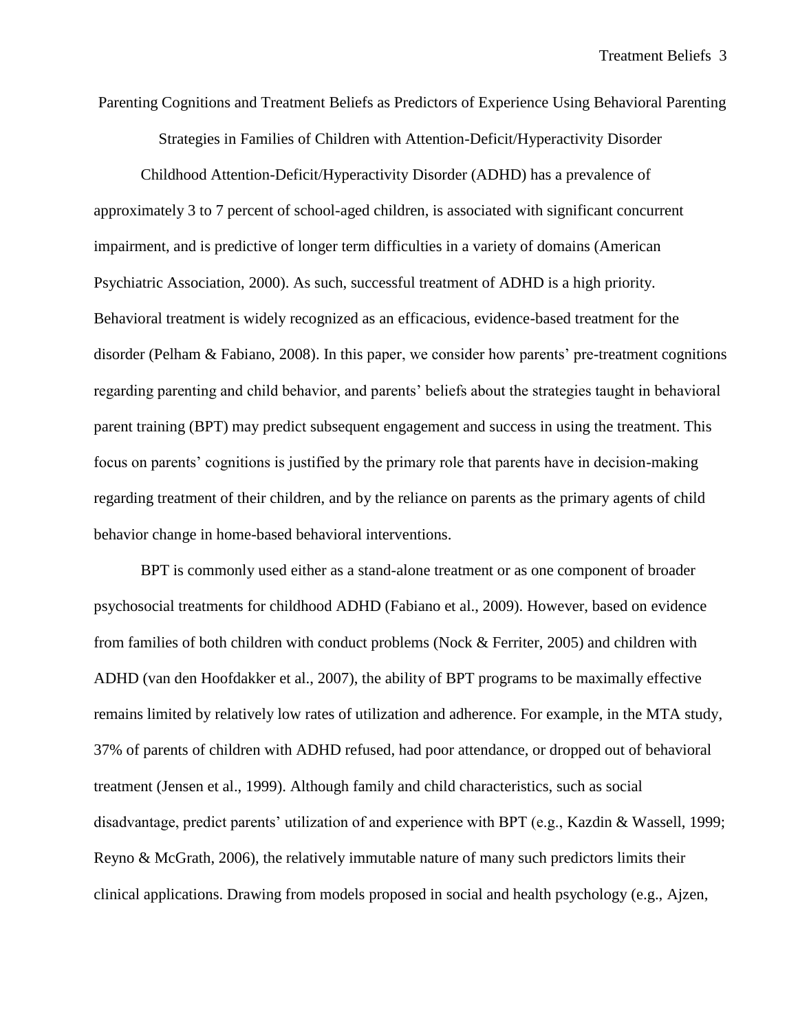# Parenting Cognitions and Treatment Beliefs as Predictors of Experience Using Behavioral Parenting Strategies in Families of Children with Attention-Deficit/Hyperactivity Disorder

Childhood Attention-Deficit/Hyperactivity Disorder (ADHD) has a prevalence of approximately 3 to 7 percent of school-aged children, is associated with significant concurrent impairment, and is predictive of longer term difficulties in a variety of domains (American Psychiatric Association, 2000). As such, successful treatment of ADHD is a high priority. Behavioral treatment is widely recognized as an efficacious, evidence-based treatment for the disorder (Pelham & Fabiano, 2008). In this paper, we consider how parents' pre-treatment cognitions regarding parenting and child behavior, and parents' beliefs about the strategies taught in behavioral parent training (BPT) may predict subsequent engagement and success in using the treatment. This focus on parents' cognitions is justified by the primary role that parents have in decision-making regarding treatment of their children, and by the reliance on parents as the primary agents of child behavior change in home-based behavioral interventions.

BPT is commonly used either as a stand-alone treatment or as one component of broader psychosocial treatments for childhood ADHD (Fabiano et al., 2009). However, based on evidence from families of both children with conduct problems (Nock & Ferriter, 2005) and children with ADHD (van den Hoofdakker et al., 2007), the ability of BPT programs to be maximally effective remains limited by relatively low rates of utilization and adherence. For example, in the MTA study, 37% of parents of children with ADHD refused, had poor attendance, or dropped out of behavioral treatment (Jensen et al., 1999). Although family and child characteristics, such as social disadvantage, predict parents' utilization of and experience with BPT (e.g., Kazdin & Wassell, 1999; Reyno & McGrath, 2006), the relatively immutable nature of many such predictors limits their clinical applications. Drawing from models proposed in social and health psychology (e.g., Ajzen,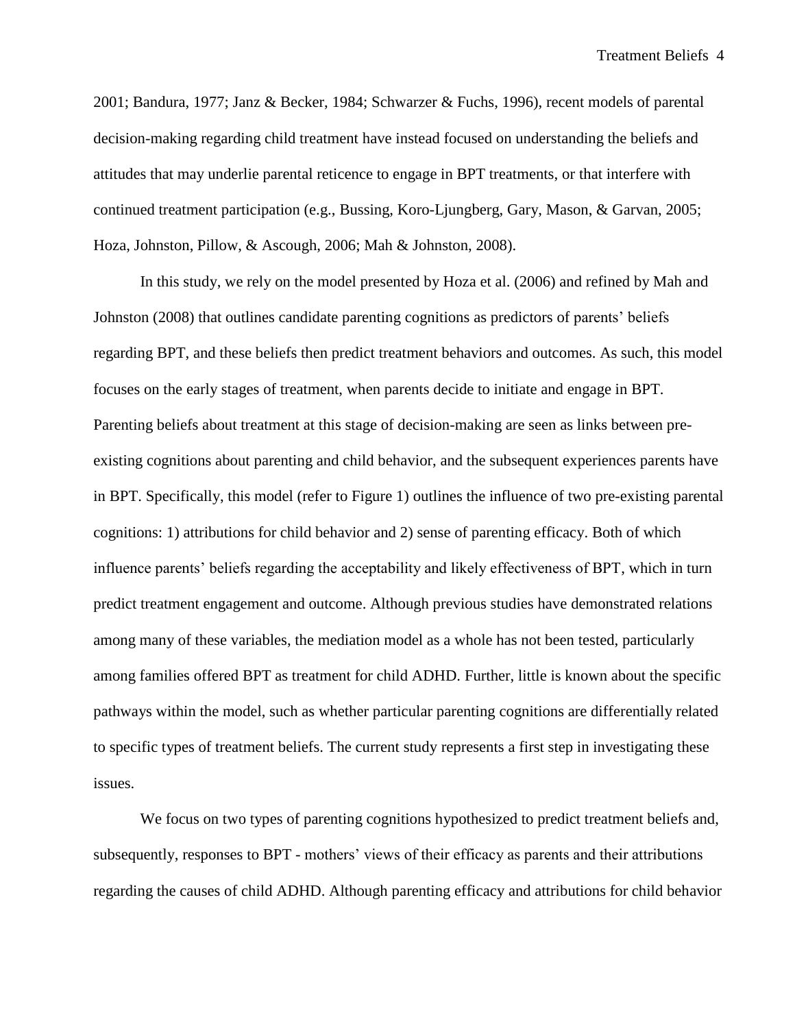2001; Bandura, 1977; Janz & Becker, 1984; Schwarzer & Fuchs, 1996), recent models of parental decision-making regarding child treatment have instead focused on understanding the beliefs and attitudes that may underlie parental reticence to engage in BPT treatments, or that interfere with continued treatment participation (e.g., Bussing, Koro-Ljungberg, Gary, Mason, & Garvan, 2005; Hoza, Johnston, Pillow, & Ascough, 2006; Mah & Johnston, 2008).

In this study, we rely on the model presented by Hoza et al. (2006) and refined by Mah and Johnston (2008) that outlines candidate parenting cognitions as predictors of parents' beliefs regarding BPT, and these beliefs then predict treatment behaviors and outcomes. As such, this model focuses on the early stages of treatment, when parents decide to initiate and engage in BPT. Parenting beliefs about treatment at this stage of decision-making are seen as links between pre-existing cognitions about parenting and child behavior, and the subsequent experiences parents have in BPT. Specifically, this model (refer to Figure 1) outlines the influence of two pre-existing parental cognitions: 1) attributions for child behavior and 2) sense of parenting efficacy. Both of which influence parents' beliefs regarding the acceptability and likely effectiveness of BPT, which in turn predict treatment engagement and outcome. Although previous studies have demonstrated relations among many of these variables, the mediation model as a whole has not been tested, particularly among families offered BPT as treatment for child ADHD. Further, little is known about the specific pathways within the model, such as whether particular parenting cognitions are differentially related to specific types of treatment beliefs. The current study represents a first step in investigating these issues.

We focus on two types of parenting cognitions hypothesized to predict treatment beliefs and, subsequently, responses to BPT - mothers' views of their efficacy as parents and their attributions regarding the causes of child ADHD. Although parenting efficacy and attributions for child behavior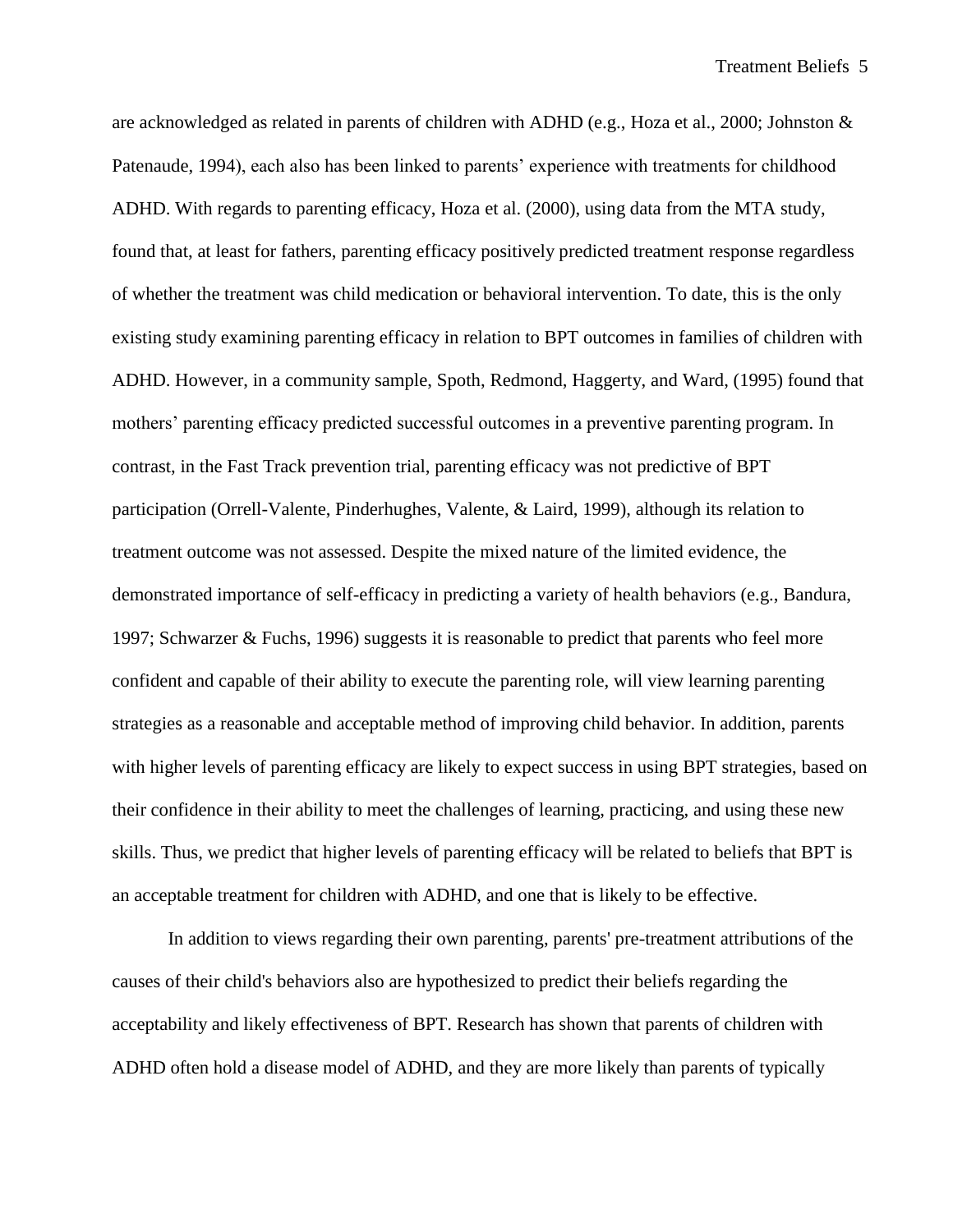are acknowledged as related in parents of children with ADHD (e.g., Hoza et al., 2000; Johnston & Patenaude, 1994), each also has been linked to parents' experience with treatments for childhood ADHD. With regards to parenting efficacy, Hoza et al. (2000), using data from the MTA study, found that, at least for fathers, parenting efficacy positively predicted treatment response regardless of whether the treatment was child medication or behavioral intervention. To date, this is the only existing study examining parenting efficacy in relation to BPT outcomes in families of children with ADHD. However, in a community sample, Spoth, Redmond, Haggerty, and Ward, (1995) found that mothers' parenting efficacy predicted successful outcomes in a preventive parenting program. In contrast, in the Fast Track prevention trial, parenting efficacy was not predictive of BPT participation (Orrell-Valente, Pinderhughes, Valente, & Laird, 1999), although its relation to treatment outcome was not assessed. Despite the mixed nature of the limited evidence, the demonstrated importance of self-efficacy in predicting a variety of health behaviors (e.g., Bandura, 1997; Schwarzer & Fuchs, 1996) suggests it is reasonable to predict that parents who feel more confident and capable of their ability to execute the parenting role, will view learning parenting strategies as a reasonable and acceptable method of improving child behavior. In addition, parents with higher levels of parenting efficacy are likely to expect success in using BPT strategies, based on their confidence in their ability to meet the challenges of learning, practicing, and using these new skills. Thus, we predict that higher levels of parenting efficacy will be related to beliefs that BPT is an acceptable treatment for children with ADHD, and one that is likely to be effective.

In addition to views regarding their own parenting, parents' pre-treatment attributions of the causes of their child's behaviors also are hypothesized to predict their beliefs regarding the acceptability and likely effectiveness of BPT. Research has shown that parents of children with ADHD often hold a disease model of ADHD, and they are more likely than parents of typically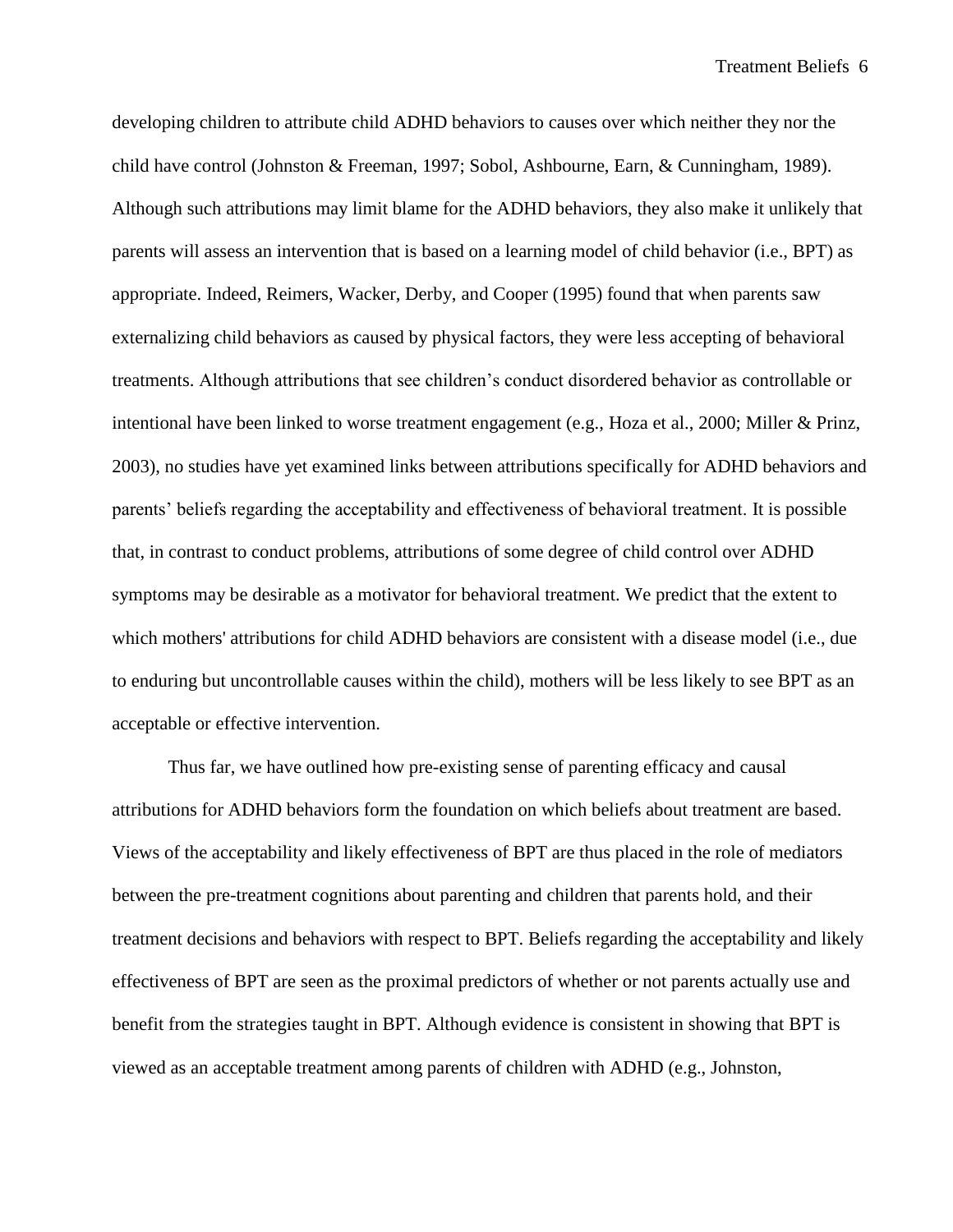developing children to attribute child ADHD behaviors to causes over which neither they nor the child have control (Johnston & Freeman, 1997; Sobol, Ashbourne, Earn, & Cunningham, 1989). Although such attributions may limit blame for the ADHD behaviors, they also make it unlikely that parents will assess an intervention that is based on a learning model of child behavior (i.e., BPT) as appropriate. Indeed, Reimers, Wacker, Derby, and Cooper (1995) found that when parents saw externalizing child behaviors as caused by physical factors, they were less accepting of behavioral treatments. Although attributions that see children's conduct disordered behavior as controllable or intentional have been linked to worse treatment engagement (e.g., Hoza et al., 2000; Miller & Prinz, 2003), no studies have yet examined links between attributions specifically for ADHD behaviors and parents' beliefs regarding the acceptability and effectiveness of behavioral treatment. It is possible that, in contrast to conduct problems, attributions of some degree of child control over ADHD symptoms may be desirable as a motivator for behavioral treatment. We predict that the extent to which mothers' attributions for child ADHD behaviors are consistent with a disease model (i.e., due to enduring but uncontrollable causes within the child), mothers will be less likely to see BPT as an acceptable or effective intervention.

Thus far, we have outlined how pre-existing sense of parenting efficacy and causal attributions for ADHD behaviors form the foundation on which beliefs about treatment are based. Views of the acceptability and likely effectiveness of BPT are thus placed in the role of mediators between the pre-treatment cognitions about parenting and children that parents hold, and their treatment decisions and behaviors with respect to BPT. Beliefs regarding the acceptability and likely effectiveness of BPT are seen as the proximal predictors of whether or not parents actually use and benefit from the strategies taught in BPT. Although evidence is consistent in showing that BPT is viewed as an acceptable treatment among parents of children with ADHD (e.g., Johnston,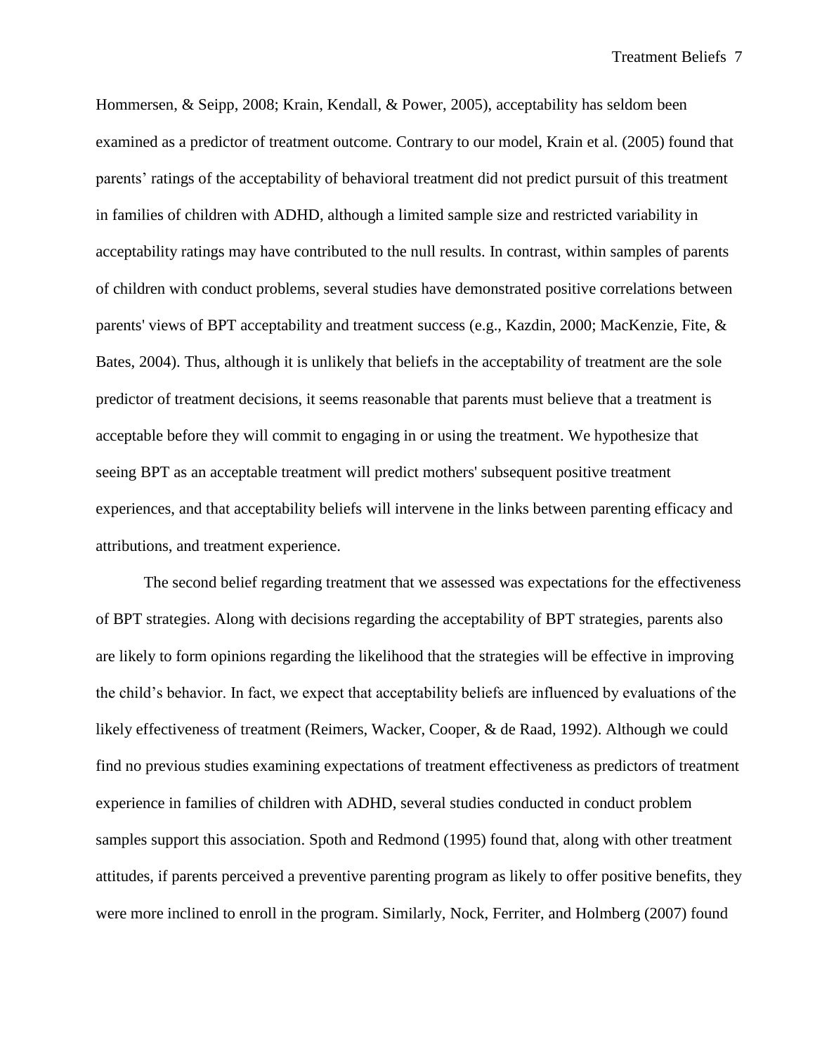Hommersen, & Seipp, 2008; Krain, Kendall, & Power, 2005), acceptability has seldom been examined as a predictor of treatment outcome. Contrary to our model, Krain et al. (2005) found that parents' ratings of the acceptability of behavioral treatment did not predict pursuit of this treatment in families of children with ADHD, although a limited sample size and restricted variability in acceptability ratings may have contributed to the null results. In contrast, within samples of parents of children with conduct problems, several studies have demonstrated positive correlations between parents' views of BPT acceptability and treatment success (e.g., Kazdin, 2000; MacKenzie, Fite, & Bates, 2004). Thus, although it is unlikely that beliefs in the acceptability of treatment are the sole predictor of treatment decisions, it seems reasonable that parents must believe that a treatment is acceptable before they will commit to engaging in or using the treatment. We hypothesize that seeing BPT as an acceptable treatment will predict mothers' subsequent positive treatment experiences, and that acceptability beliefs will intervene in the links between parenting efficacy and attributions, and treatment experience.

The second belief regarding treatment that we assessed was expectations for the effectiveness of BPT strategies. Along with decisions regarding the acceptability of BPT strategies, parents also are likely to form opinions regarding the likelihood that the strategies will be effective in improving the child's behavior. In fact, we expect that acceptability beliefs are influenced by evaluations of the likely effectiveness of treatment (Reimers, Wacker, Cooper, & de Raad, 1992). Although we could find no previous studies examining expectations of treatment effectiveness as predictors of treatment experience in families of children with ADHD, several studies conducted in conduct problem samples support this association. Spoth and Redmond (1995) found that, along with other treatment attitudes, if parents perceived a preventive parenting program as likely to offer positive benefits, they were more inclined to enroll in the program. Similarly, Nock, Ferriter, and Holmberg (2007) found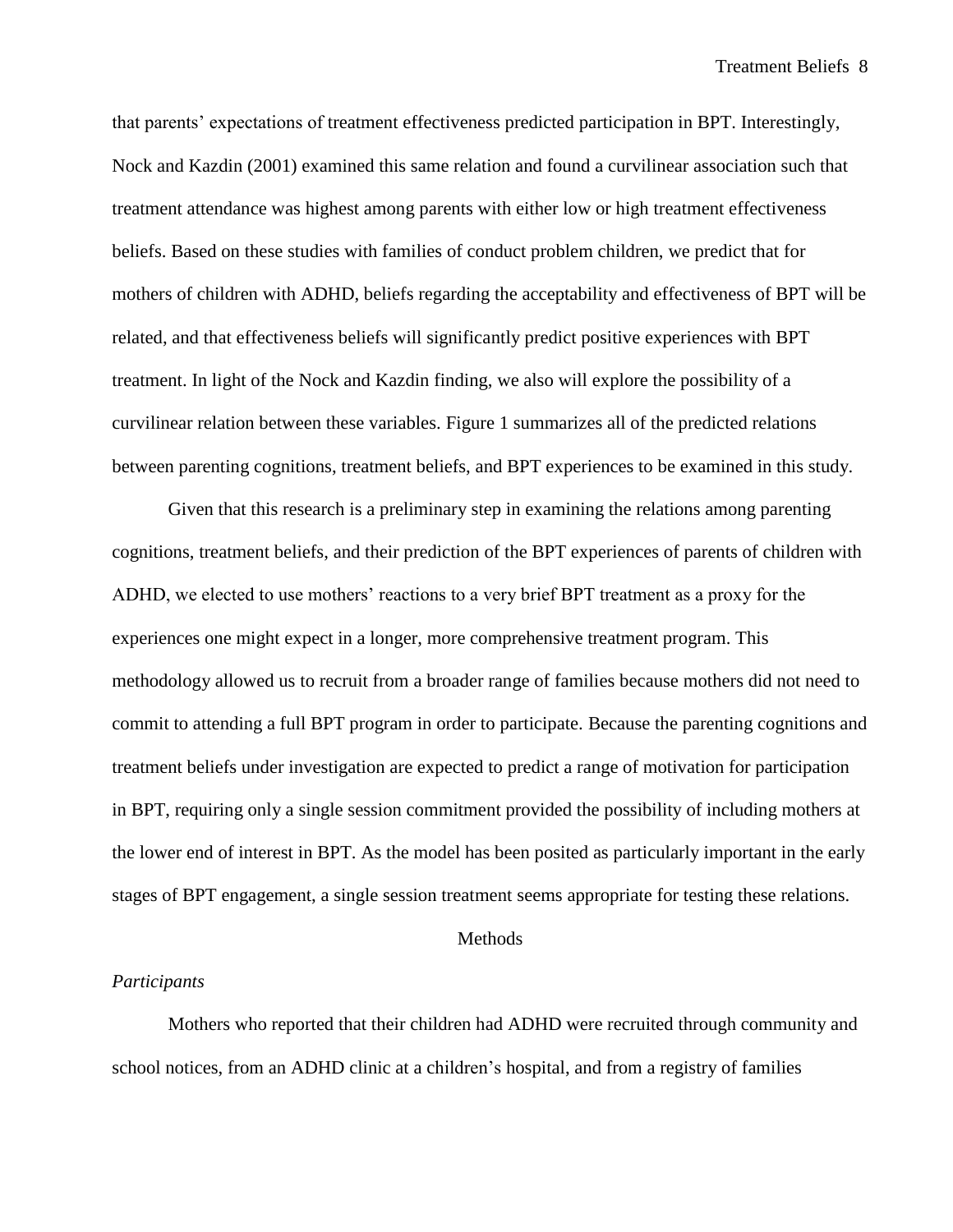that parents' expectations of treatment effectiveness predicted participation in BPT. Interestingly, Nock and Kazdin (2001) examined this same relation and found a curvilinear association such that treatment attendance was highest among parents with either low or high treatment effectiveness beliefs. Based on these studies with families of conduct problem children, we predict that for mothers of children with ADHD, beliefs regarding the acceptability and effectiveness of BPT will be related, and that effectiveness beliefs will significantly predict positive experiences with BPT treatment. In light of the Nock and Kazdin finding, we also will explore the possibility of a curvilinear relation between these variables. Figure 1 summarizes all of the predicted relations between parenting cognitions, treatment beliefs, and BPT experiences to be examined in this study.

Given that this research is a preliminary step in examining the relations among parenting cognitions, treatment beliefs, and their prediction of the BPT experiences of parents of children with ADHD, we elected to use mothers' reactions to a very brief BPT treatment as a proxy for the experiences one might expect in a longer, more comprehensive treatment program. This methodology allowed us to recruit from a broader range of families because mothers did not need to commit to attending a full BPT program in order to participate. Because the parenting cognitions and treatment beliefs under investigation are expected to predict a range of motivation for participation in BPT, requiring only a single session commitment provided the possibility of including mothers at the lower end of interest in BPT. As the model has been posited as particularly important in the early stages of BPT engagement, a single session treatment seems appropriate for testing these relations.

## Methods

### *Participants*

Mothers who reported that their children had ADHD were recruited through community and school notices, from an ADHD clinic at a children's hospital, and from a registry of families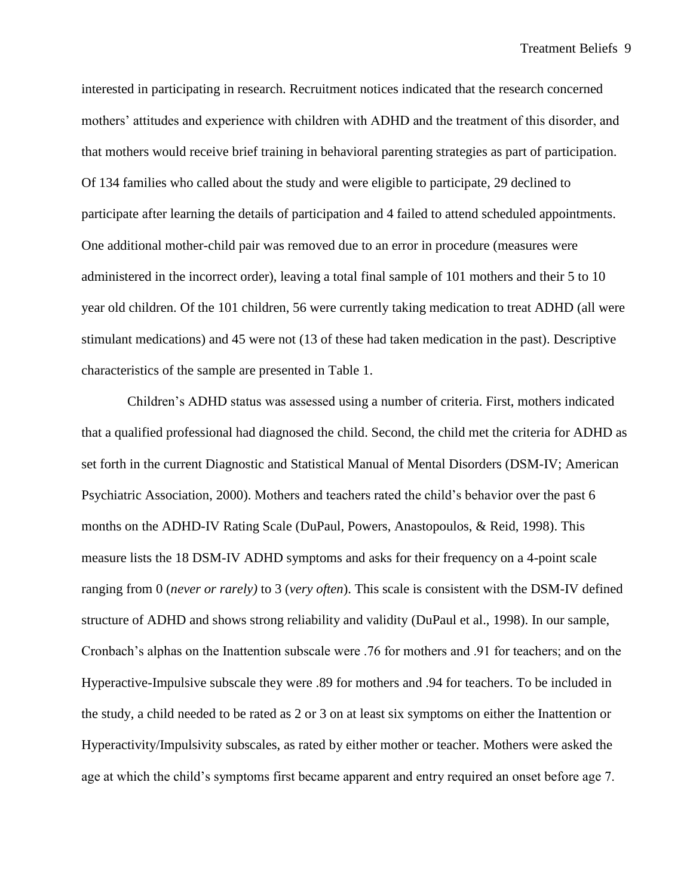interested in participating in research. Recruitment notices indicated that the research concerned mothers' attitudes and experience with children with ADHD and the treatment of this disorder, and that mothers would receive brief training in behavioral parenting strategies as part of participation. Of 134 families who called about the study and were eligible to participate, 29 declined to participate after learning the details of participation and 4 failed to attend scheduled appointments. One additional mother-child pair was removed due to an error in procedure (measures were administered in the incorrect order), leaving a total final sample of 101 mothers and their 5 to 10 year old children. Of the 101 children, 56 were currently taking medication to treat ADHD (all were stimulant medications) and 45 were not (13 of these had taken medication in the past). Descriptive characteristics of the sample are presented in Table 1.

Children's ADHD status was assessed using a number of criteria. First, mothers indicated that a qualified professional had diagnosed the child. Second, the child met the criteria for ADHD as set forth in the current Diagnostic and Statistical Manual of Mental Disorders (DSM-IV; American Psychiatric Association, 2000). Mothers and teachers rated the child's behavior over the past 6 months on the ADHD-IV Rating Scale (DuPaul, Powers, Anastopoulos, & Reid, 1998). This measure lists the 18 DSM-IV ADHD symptoms and asks for their frequency on a 4-point scale ranging from 0 (*never or rarely)* to 3 (*very often*). This scale is consistent with the DSM-IV defined structure of ADHD and shows strong reliability and validity (DuPaul et al., 1998). In our sample, Cronbach's alphas on the Inattention subscale were .76 for mothers and .91 for teachers; and on the Hyperactive-Impulsive subscale they were .89 for mothers and .94 for teachers. To be included in the study, a child needed to be rated as 2 or 3 on at least six symptoms on either the Inattention or Hyperactivity/Impulsivity subscales, as rated by either mother or teacher. Mothers were asked the age at which the child's symptoms first became apparent and entry required an onset before age 7.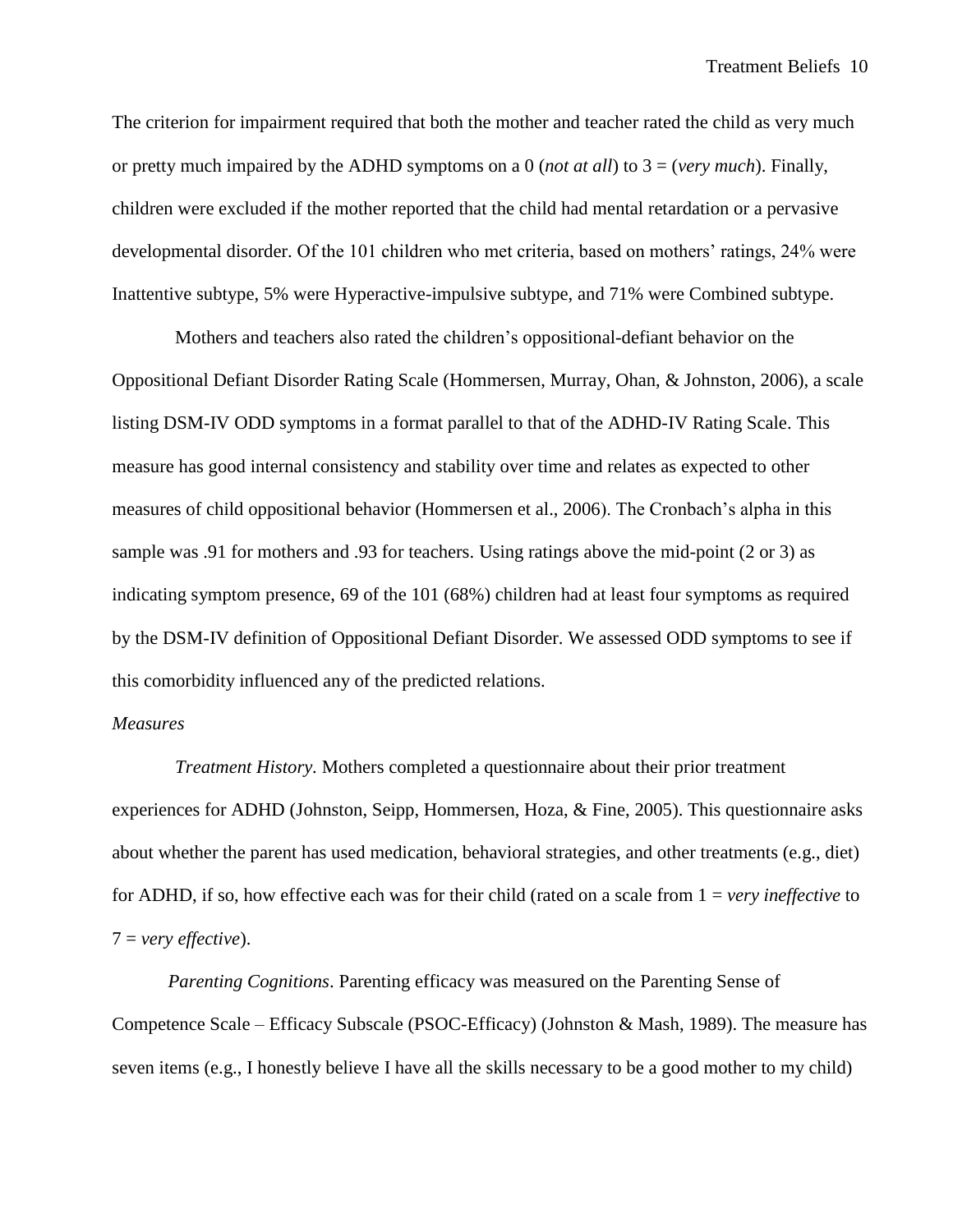The criterion for impairment required that both the mother and teacher rated the child as very much or pretty much impaired by the ADHD symptoms on a 0 (*not at all*) to 3 = (*very much*). Finally, children were excluded if the mother reported that the child had mental retardation or a pervasive developmental disorder. Of the 101 children who met criteria, based on mothers' ratings, 24% were Inattentive subtype, 5% were Hyperactive-impulsive subtype, and 71% were Combined subtype.

Mothers and teachers also rated the children's oppositional-defiant behavior on the Oppositional Defiant Disorder Rating Scale (Hommersen, Murray, Ohan, & Johnston, 2006), a scale listing DSM-IV ODD symptoms in a format parallel to that of the ADHD-IV Rating Scale. This measure has good internal consistency and stability over time and relates as expected to other measures of child oppositional behavior (Hommersen et al., 2006). The Cronbach's alpha in this sample was .91 for mothers and .93 for teachers. Using ratings above the mid-point (2 or 3) as indicating symptom presence, 69 of the 101 (68%) children had at least four symptoms as required by the DSM-IV definition of Oppositional Defiant Disorder. We assessed ODD symptoms to see if this comorbidity influenced any of the predicted relations.

*Measures*

*Treatment History*. Mothers completed a questionnaire about their prior treatment experiences for ADHD (Johnston, Seipp, Hommersen, Hoza, & Fine, 2005). This questionnaire asks about whether the parent has used medication, behavioral strategies, and other treatments (e.g., diet) for ADHD, if so, how effective each was for their child (rated on a scale from 1 = *very ineffective* to 7 = *very effective*).

*Parenting Cognitions*. Parenting efficacy was measured on the Parenting Sense of Competence Scale – Efficacy Subscale (PSOC-Efficacy) (Johnston & Mash, 1989). The measure has seven items (e.g., I honestly believe I have all the skills necessary to be a good mother to my child)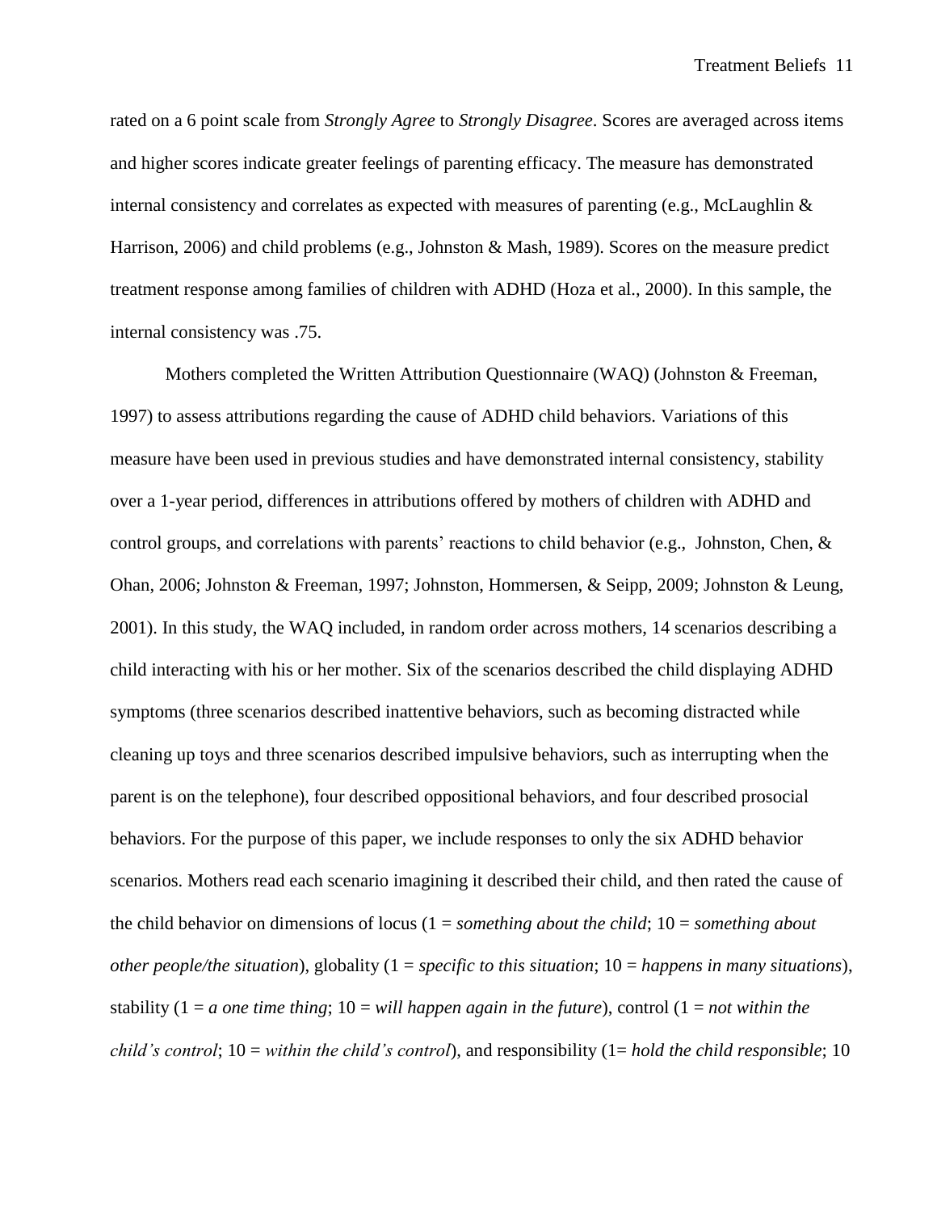rated on a 6 point scale from *Strongly Agree* to *Strongly Disagree*. Scores are averaged across items and higher scores indicate greater feelings of parenting efficacy. The measure has demonstrated internal consistency and correlates as expected with measures of parenting (e.g., McLaughlin & Harrison, 2006) and child problems (e.g., Johnston & Mash, 1989). Scores on the measure predict treatment response among families of children with ADHD (Hoza et al., 2000). In this sample, the internal consistency was .75.

Mothers completed the Written Attribution Questionnaire (WAQ) (Johnston & Freeman, 1997) to assess attributions regarding the cause of ADHD child behaviors. Variations of this measure have been used in previous studies and have demonstrated internal consistency, stability over a 1-year period, differences in attributions offered by mothers of children with ADHD and control groups, and correlations with parents' reactions to child behavior (e.g., Johnston, Chen, & Ohan, 2006; Johnston & Freeman, 1997; Johnston, Hommersen, & Seipp, 2009; Johnston & Leung, 2001). In this study, the WAQ included, in random order across mothers, 14 scenarios describing a child interacting with his or her mother. Six of the scenarios described the child displaying ADHD symptoms (three scenarios described inattentive behaviors, such as becoming distracted while cleaning up toys and three scenarios described impulsive behaviors, such as interrupting when the parent is on the telephone), four described oppositional behaviors, and four described prosocial behaviors. For the purpose of this paper, we include responses to only the six ADHD behavior scenarios. Mothers read each scenario imagining it described their child, and then rated the cause of the child behavior on dimensions of locus (1 = *something about the child*; 10 = *something about other people/the situation*), globality (1 = *specific to this situation*; 10 = *happens in many situations*), stability (1 = *a one time thing*; 10 = *will happen again in the future*), control (1 = *not within the child's control*; 10 = *within the child's control*), and responsibility (1= *hold the child responsible*; 10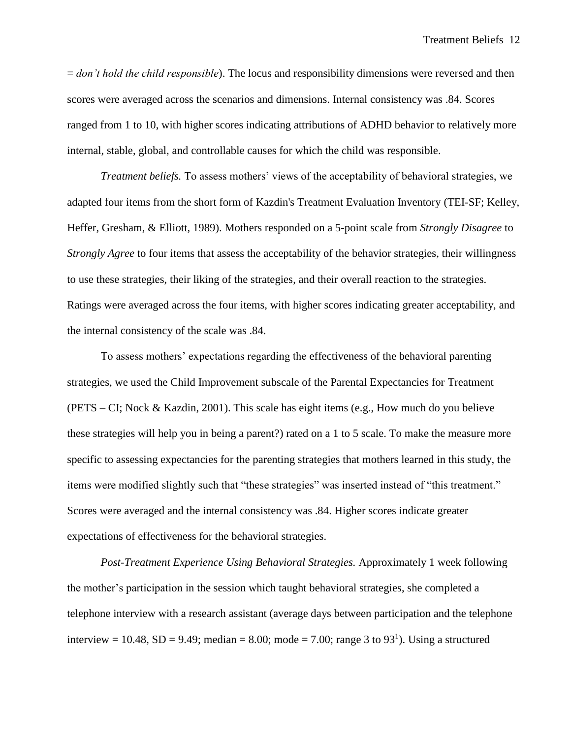= *don't hold the child responsible*). The locus and responsibility dimensions were reversed and then scores were averaged across the scenarios and dimensions. Internal consistency was .84. Scores ranged from 1 to 10, with higher scores indicating attributions of ADHD behavior to relatively more internal, stable, global, and controllable causes for which the child was responsible.

*Treatment beliefs.* To assess mothers' views of the acceptability of behavioral strategies, we adapted four items from the short form of Kazdin's Treatment Evaluation Inventory (TEI-SF; Kelley, Heffer, Gresham, & Elliott, 1989). Mothers responded on a 5-point scale from *Strongly Disagree* to *Strongly Agree* to four items that assess the acceptability of the behavior strategies, their willingness to use these strategies, their liking of the strategies, and their overall reaction to the strategies. Ratings were averaged across the four items, with higher scores indicating greater acceptability, and the internal consistency of the scale was .84.

To assess mothers' expectations regarding the effectiveness of the behavioral parenting strategies, we used the Child Improvement subscale of the Parental Expectancies for Treatment (PETS – CI; Nock & Kazdin, 2001). This scale has eight items (e.g., How much do you believe these strategies will help you in being a parent?) rated on a 1 to 5 scale. To make the measure more specific to assessing expectancies for the parenting strategies that mothers learned in this study, the items were modified slightly such that "these strategies" was inserted instead of "this treatment." Scores were averaged and the internal consistency was .84. Higher scores indicate greater expectations of effectiveness for the behavioral strategies.

*Post-Treatment Experience Using Behavioral Strategies.* Approximately 1 week following the mother's participation in the session which taught behavioral strategies, she completed a telephone interview with a research assistant (average days between participation and the telephone interview = 10.48, SD = 9.49; median = 8.00; mode = 7.00; range 3 to 93[1]). Using a structured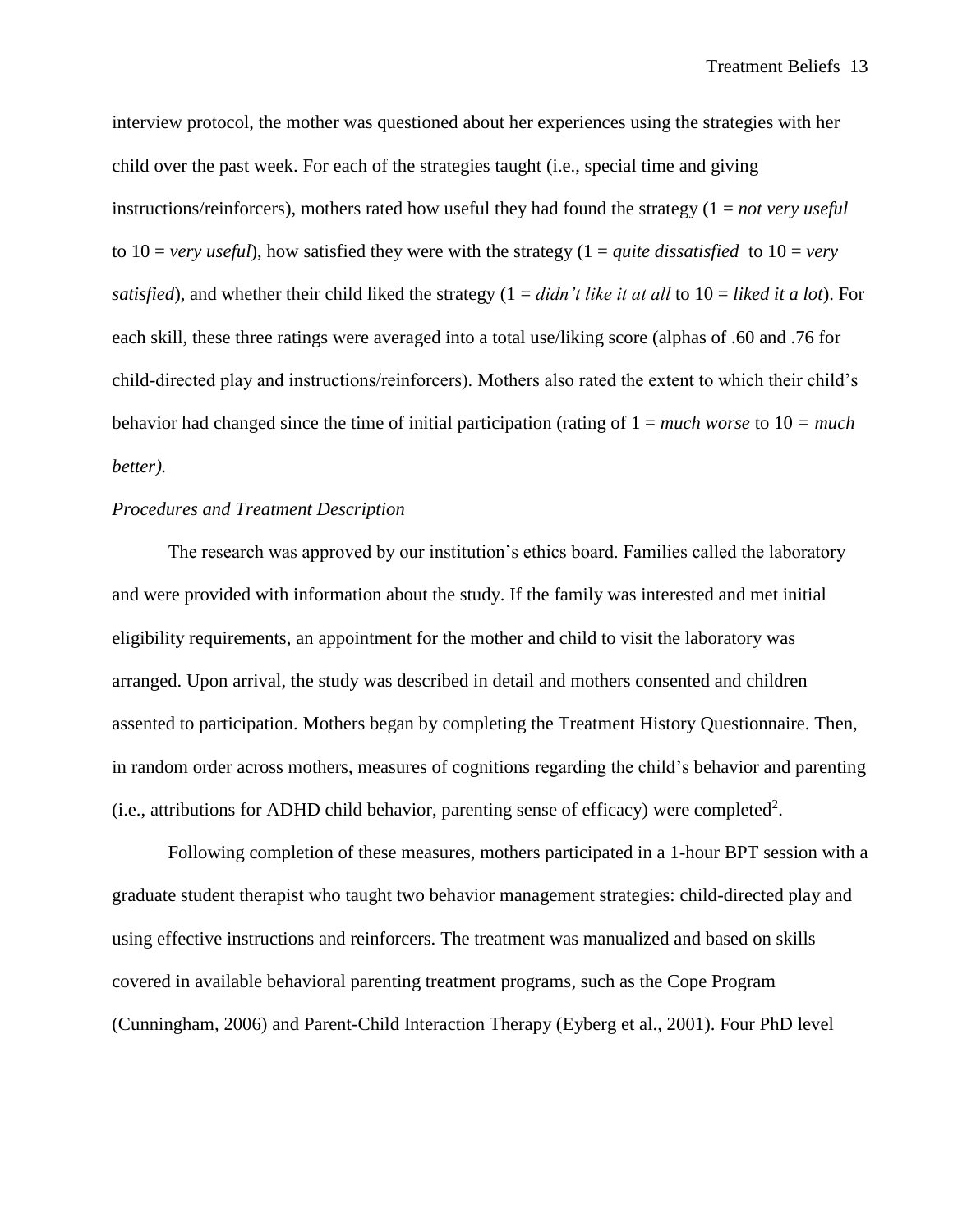interview protocol, the mother was questioned about her experiences using the strategies with her child over the past week. For each of the strategies taught (i.e., special time and giving instructions/reinforcers), mothers rated how useful they had found the strategy (1 = *not very useful* to 10 = *very useful*), how satisfied they were with the strategy (1 = *quite dissatisfied* to 10 = *very satisfied*), and whether their child liked the strategy (1 = *didn't like it at all* to 10 = *liked it a lot*). For each skill, these three ratings were averaged into a total use/liking score (alphas of .60 and .76 for child-directed play and instructions/reinforcers). Mothers also rated the extent to which their child's behavior had changed since the time of initial participation (rating of 1 = *much worse* to 10 = *much better).*

*Procedures and Treatment Description*

The research was approved by our institution's ethics board. Families called the laboratory and were provided with information about the study. If the family was interested and met initial eligibility requirements, an appointment for the mother and child to visit the laboratory was arranged. Upon arrival, the study was described in detail and mothers consented and children assented to participation. Mothers began by completing the Treatment History Questionnaire. Then, in random order across mothers, measures of cognitions regarding the child's behavior and parenting (i.e., attributions for ADHD child behavior, parenting sense of efficacy) were completed[2].

Following completion of these measures, mothers participated in a 1-hour BPT session with a graduate student therapist who taught two behavior management strategies: child-directed play and using effective instructions and reinforcers. The treatment was manualized and based on skills covered in available behavioral parenting treatment programs, such as the Cope Program (Cunningham, 2006) and Parent-Child Interaction Therapy (Eyberg et al., 2001). Four PhD level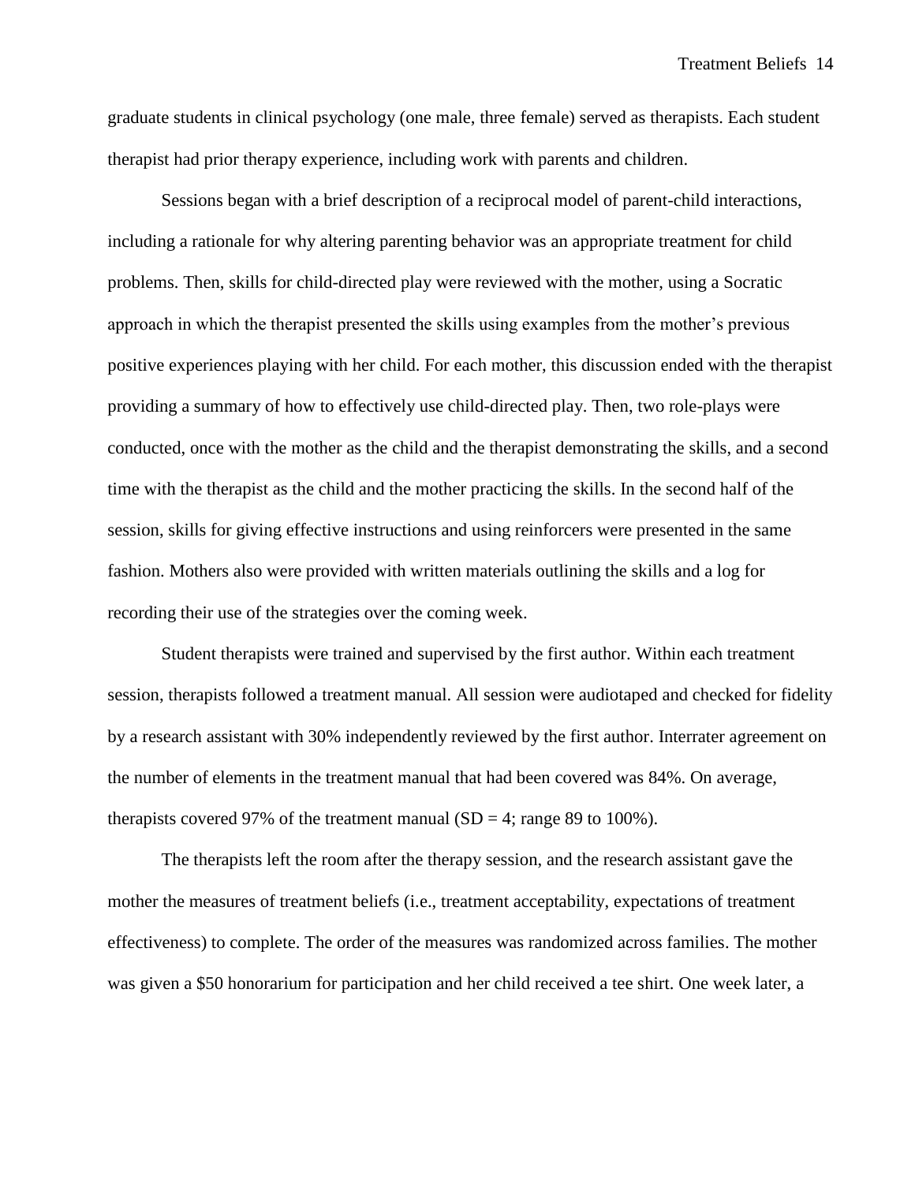graduate students in clinical psychology (one male, three female) served as therapists. Each student therapist had prior therapy experience, including work with parents and children.

Sessions began with a brief description of a reciprocal model of parent-child interactions, including a rationale for why altering parenting behavior was an appropriate treatment for child problems. Then, skills for child-directed play were reviewed with the mother, using a Socratic approach in which the therapist presented the skills using examples from the mother's previous positive experiences playing with her child. For each mother, this discussion ended with the therapist providing a summary of how to effectively use child-directed play. Then, two role-plays were conducted, once with the mother as the child and the therapist demonstrating the skills, and a second time with the therapist as the child and the mother practicing the skills. In the second half of the session, skills for giving effective instructions and using reinforcers were presented in the same fashion. Mothers also were provided with written materials outlining the skills and a log for recording their use of the strategies over the coming week.

Student therapists were trained and supervised by the first author. Within each treatment session, therapists followed a treatment manual. All session were audiotaped and checked for fidelity by a research assistant with 30% independently reviewed by the first author. Interrater agreement on the number of elements in the treatment manual that had been covered was 84%. On average, therapists covered 97% of the treatment manual ($SD = 4$; range 89 to 100%).

The therapists left the room after the therapy session, and the research assistant gave the mother the measures of treatment beliefs (i.e., treatment acceptability, expectations of treatment effectiveness) to complete. The order of the measures was randomized across families. The mother was given a $50 honorarium for participation and her child received a tee shirt. One week later, a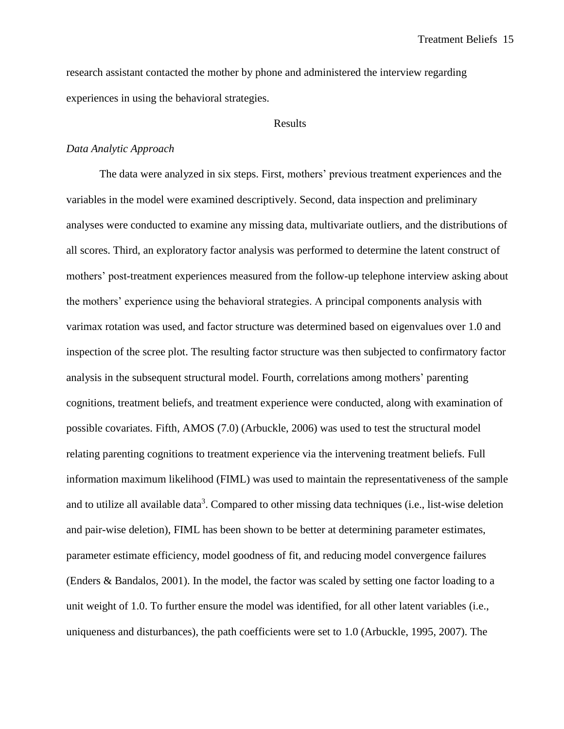research assistant contacted the mother by phone and administered the interview regarding experiences in using the behavioral strategies.

## Results

### *Data Analytic Approach*

The data were analyzed in six steps. First, mothers' previous treatment experiences and the variables in the model were examined descriptively. Second, data inspection and preliminary analyses were conducted to examine any missing data, multivariate outliers, and the distributions of all scores. Third, an exploratory factor analysis was performed to determine the latent construct of mothers' post-treatment experiences measured from the follow-up telephone interview asking about the mothers' experience using the behavioral strategies. A principal components analysis with varimax rotation was used, and factor structure was determined based on eigenvalues over 1.0 and inspection of the scree plot. The resulting factor structure was then subjected to confirmatory factor analysis in the subsequent structural model. Fourth, correlations among mothers' parenting cognitions, treatment beliefs, and treatment experience were conducted, along with examination of possible covariates. Fifth, AMOS (7.0) (Arbuckle, 2006) was used to test the structural model relating parenting cognitions to treatment experience via the intervening treatment beliefs. Full information maximum likelihood (FIML) was used to maintain the representativeness of the sample and to utilize all available data[3]. Compared to other missing data techniques (i.e., list-wise deletion and pair-wise deletion), FIML has been shown to be better at determining parameter estimates, parameter estimate efficiency, model goodness of fit, and reducing model convergence failures (Enders & Bandalos, 2001). In the model, the factor was scaled by setting one factor loading to a unit weight of 1.0. To further ensure the model was identified, for all other latent variables (i.e., uniqueness and disturbances), the path coefficients were set to 1.0 (Arbuckle, 1995, 2007). The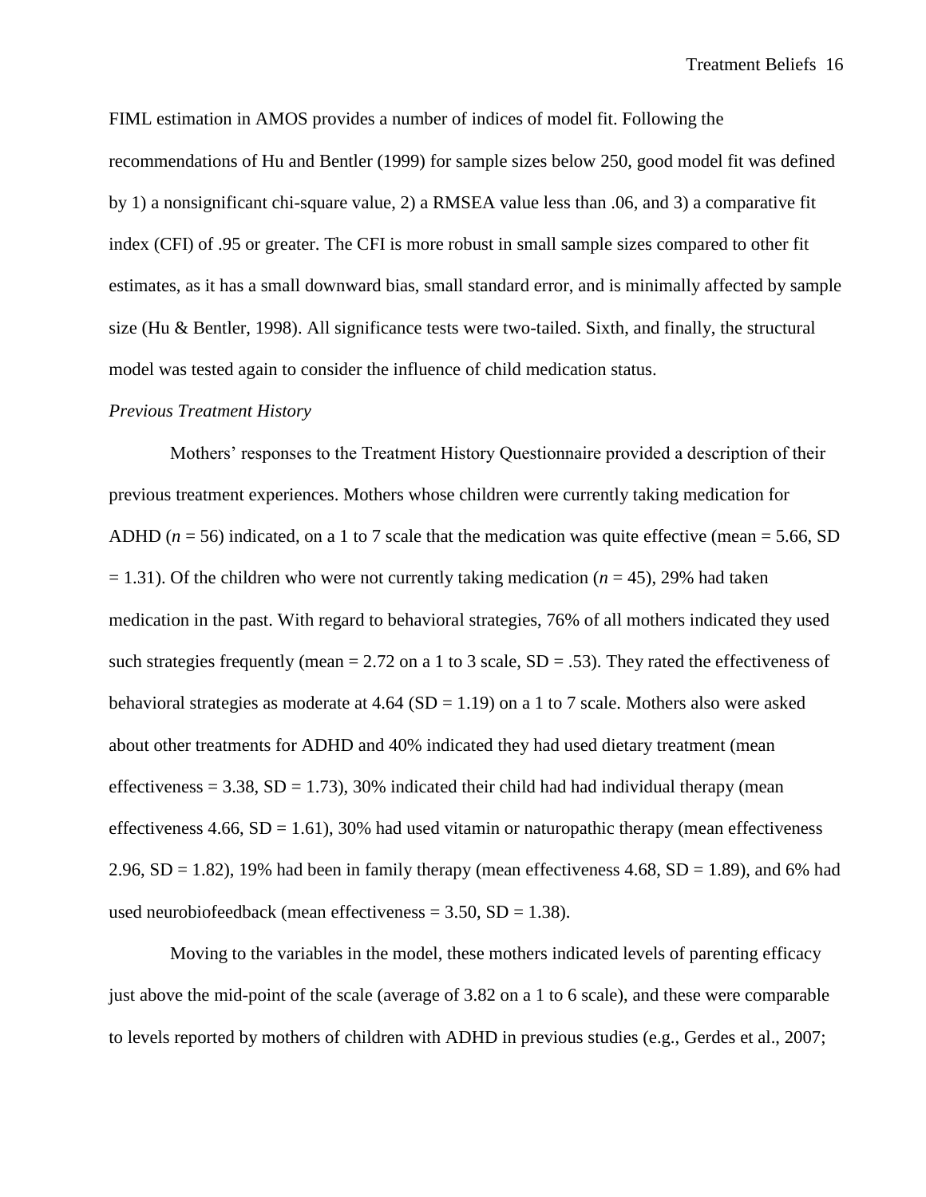FIML estimation in AMOS provides a number of indices of model fit. Following the recommendations of Hu and Bentler (1999) for sample sizes below 250, good model fit was defined by 1) a nonsignificant chi-square value, 2) a RMSEA value less than .06, and 3) a comparative fit index (CFI) of .95 or greater. The CFI is more robust in small sample sizes compared to other fit estimates, as it has a small downward bias, small standard error, and is minimally affected by sample size (Hu & Bentler, 1998). All significance tests were two-tailed. Sixth, and finally, the structural model was tested again to consider the influence of child medication status.

*Previous Treatment History*

Mothers' responses to the Treatment History Questionnaire provided a description of their previous treatment experiences. Mothers whose children were currently taking medication for ADHD ($n = 56$) indicated, on a 1 to 7 scale that the medication was quite effective (mean = 5.66, SD = 1.31). Of the children who were not currently taking medication ($n = 45$), 29% had taken medication in the past. With regard to behavioral strategies, 76% of all mothers indicated they used such strategies frequently (mean = 2.72 on a 1 to 3 scale, SD = .53). They rated the effectiveness of behavioral strategies as moderate at 4.64 (SD = 1.19) on a 1 to 7 scale. Mothers also were asked about other treatments for ADHD and 40% indicated they had used dietary treatment (mean effectiveness = 3.38, SD = 1.73), 30% indicated their child had had individual therapy (mean effectiveness 4.66, SD = 1.61), 30% had used vitamin or naturopathic therapy (mean effectiveness 2.96, SD = 1.82), 19% had been in family therapy (mean effectiveness 4.68, SD = 1.89), and 6% had used neurobiofeedback (mean effectiveness = 3.50, SD = 1.38).

Moving to the variables in the model, these mothers indicated levels of parenting efficacy just above the mid-point of the scale (average of 3.82 on a 1 to 6 scale), and these were comparable to levels reported by mothers of children with ADHD in previous studies (e.g., Gerdes et al., 2007;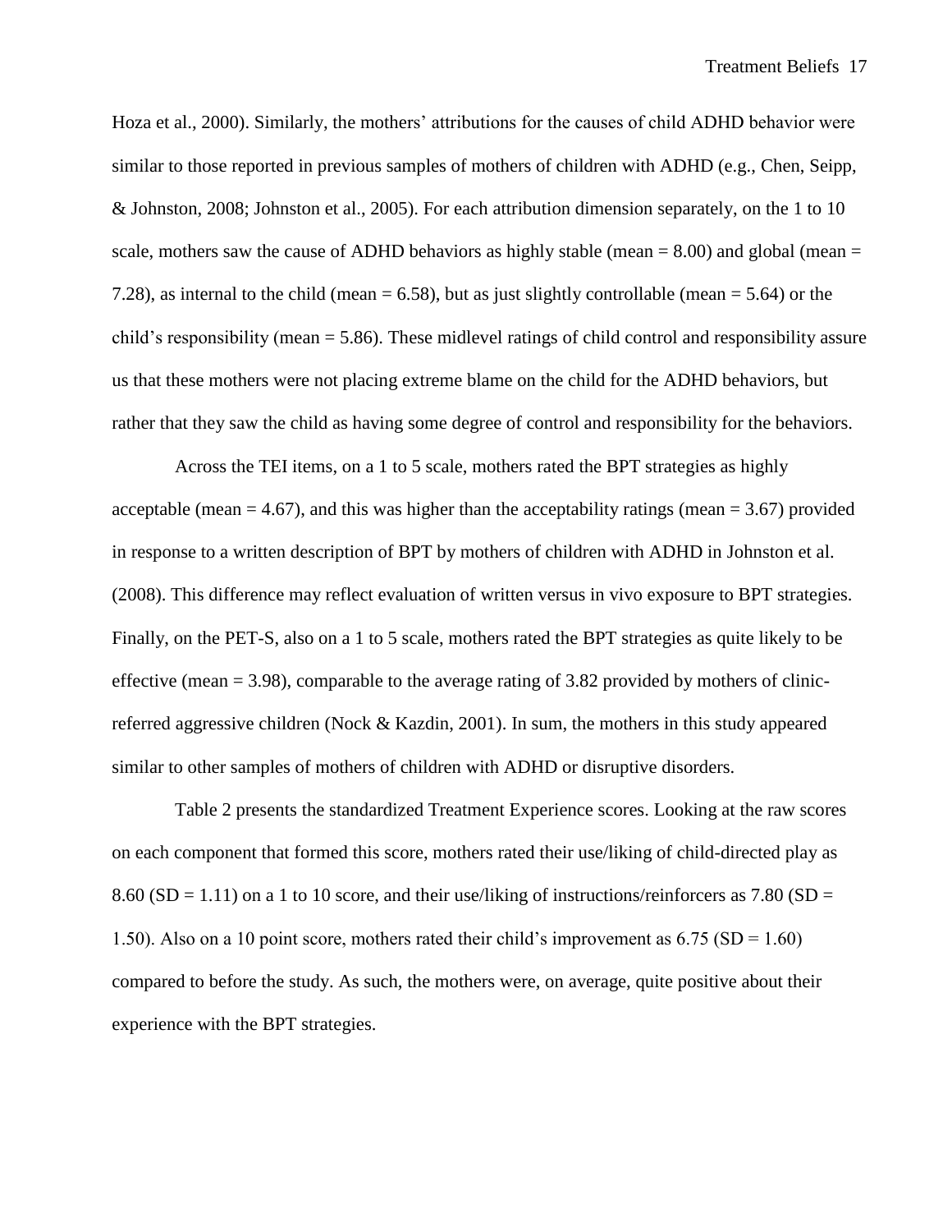Hoza et al., 2000). Similarly, the mothers' attributions for the causes of child ADHD behavior were similar to those reported in previous samples of mothers of children with ADHD (e.g., Chen, Seipp, & Johnston, 2008; Johnston et al., 2005). For each attribution dimension separately, on the 1 to 10 scale, mothers saw the cause of ADHD behaviors as highly stable (mean = 8.00) and global (mean = 7.28), as internal to the child (mean = 6.58), but as just slightly controllable (mean = 5.64) or the child's responsibility (mean = 5.86). These midlevel ratings of child control and responsibility assure us that these mothers were not placing extreme blame on the child for the ADHD behaviors, but rather that they saw the child as having some degree of control and responsibility for the behaviors.

Across the TEI items, on a 1 to 5 scale, mothers rated the BPT strategies as highly acceptable (mean = 4.67), and this was higher than the acceptability ratings (mean = 3.67) provided in response to a written description of BPT by mothers of children with ADHD in Johnston et al. (2008). This difference may reflect evaluation of written versus in vivo exposure to BPT strategies. Finally, on the PET-S, also on a 1 to 5 scale, mothers rated the BPT strategies as quite likely to be effective (mean = 3.98), comparable to the average rating of 3.82 provided by mothers of clinic-referred aggressive children (Nock & Kazdin, 2001). In sum, the mothers in this study appeared similar to other samples of mothers of children with ADHD or disruptive disorders.

Table 2 presents the standardized Treatment Experience scores. Looking at the raw scores on each component that formed this score, mothers rated their use/liking of child-directed play as 8.60 (SD = 1.11) on a 1 to 10 score, and their use/liking of instructions/reinforcers as 7.80 (SD = 1.50). Also on a 10 point score, mothers rated their child's improvement as 6.75 (SD = 1.60) compared to before the study. As such, the mothers were, on average, quite positive about their experience with the BPT strategies.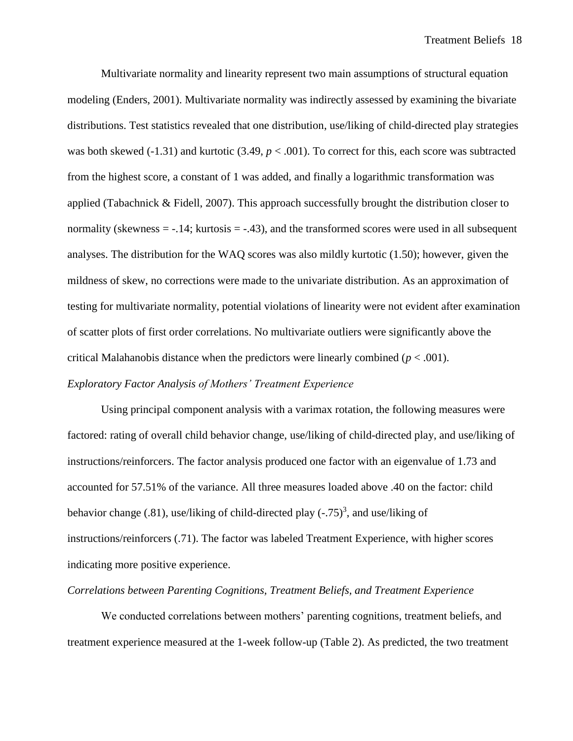Multivariate normality and linearity represent two main assumptions of structural equation modeling (Enders, 2001). Multivariate normality was indirectly assessed by examining the bivariate distributions. Test statistics revealed that one distribution, use/liking of child-directed play strategies was both skewed (-1.31) and kurtotic (3.49, $p < .001$). To correct for this, each score was subtracted from the highest score, a constant of 1 was added, and finally a logarithmic transformation was applied (Tabachnick & Fidell, 2007). This approach successfully brought the distribution closer to normality (skewness = -.14; kurtosis = -.43), and the transformed scores were used in all subsequent analyses. The distribution for the WAQ scores was also mildly kurtotic (1.50); however, given the mildness of skew, no corrections were made to the univariate distribution. As an approximation of testing for multivariate normality, potential violations of linearity were not evident after examination of scatter plots of first order correlations. No multivariate outliers were significantly above the critical Malahanobis distance when the predictors were linearly combined ($p < .001$).

*Exploratory Factor Analysis of Mothers' Treatment Experience*

Using principal component analysis with a varimax rotation, the following measures were factored: rating of overall child behavior change, use/liking of child-directed play, and use/liking of instructions/reinforcers. The factor analysis produced one factor with an eigenvalue of 1.73 and accounted for 57.51% of the variance. All three measures loaded above .40 on the factor: child behavior change (.81), use/liking of child-directed play (-.75)[3], and use/liking of instructions/reinforcers (.71). The factor was labeled Treatment Experience, with higher scores indicating more positive experience.

*Correlations between Parenting Cognitions, Treatment Beliefs, and Treatment Experience*

We conducted correlations between mothers' parenting cognitions, treatment beliefs, and treatment experience measured at the 1-week follow-up (Table 2). As predicted, the two treatment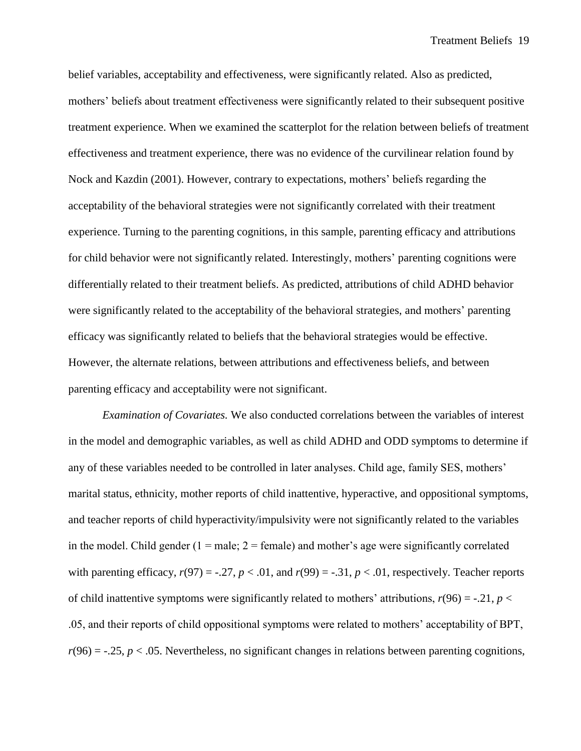belief variables, acceptability and effectiveness, were significantly related. Also as predicted, mothers' beliefs about treatment effectiveness were significantly related to their subsequent positive treatment experience. When we examined the scatterplot for the relation between beliefs of treatment effectiveness and treatment experience, there was no evidence of the curvilinear relation found by Nock and Kazdin (2001). However, contrary to expectations, mothers' beliefs regarding the acceptability of the behavioral strategies were not significantly correlated with their treatment experience. Turning to the parenting cognitions, in this sample, parenting efficacy and attributions for child behavior were not significantly related. Interestingly, mothers' parenting cognitions were differentially related to their treatment beliefs. As predicted, attributions of child ADHD behavior were significantly related to the acceptability of the behavioral strategies, and mothers' parenting efficacy was significantly related to beliefs that the behavioral strategies would be effective. However, the alternate relations, between attributions and effectiveness beliefs, and between parenting efficacy and acceptability were not significant.

*Examination of Covariates.* We also conducted correlations between the variables of interest in the model and demographic variables, as well as child ADHD and ODD symptoms to determine if any of these variables needed to be controlled in later analyses. Child age, family SES, mothers' marital status, ethnicity, mother reports of child inattentive, hyperactive, and oppositional symptoms, and teacher reports of child hyperactivity/impulsivity were not significantly related to the variables in the model. Child gender (1 = male; 2 = female) and mother's age were significantly correlated with parenting efficacy, $r(97) = -.27$, $p < .01$, and $r(99) = -.31$, $p < .01$, respectively. Teacher reports of child inattentive symptoms were significantly related to mothers' attributions, $r(96) = -.21$, $p < .05$, and their reports of child oppositional symptoms were related to mothers' acceptability of BPT, $r(96) = -.25$, $p < .05$. Nevertheless, no significant changes in relations between parenting cognitions,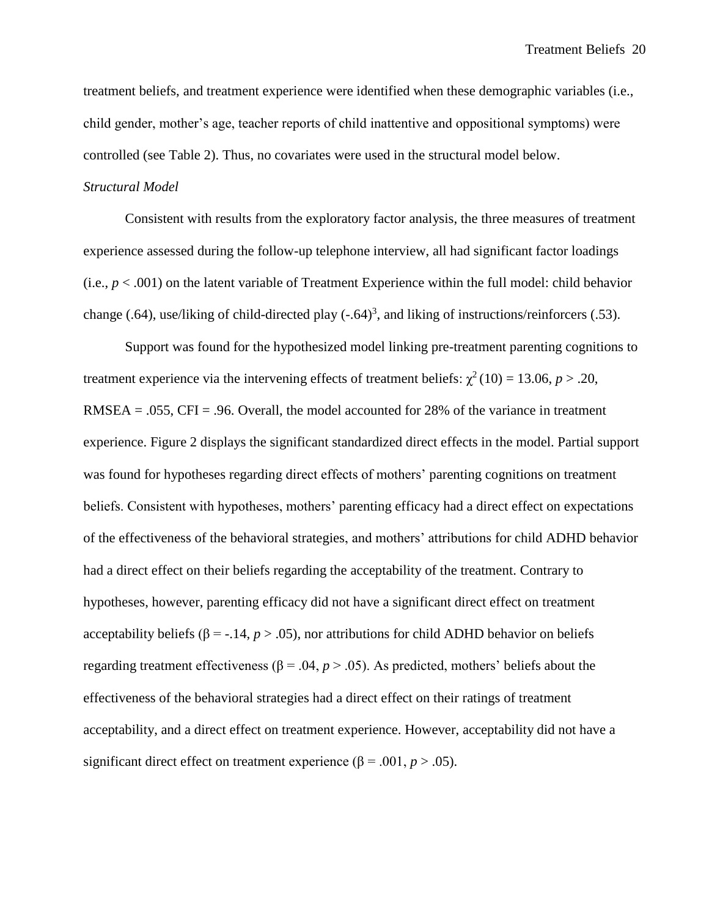treatment beliefs, and treatment experience were identified when these demographic variables (i.e., child gender, mother's age, teacher reports of child inattentive and oppositional symptoms) were controlled (see Table 2). Thus, no covariates were used in the structural model below.

*Structural Model*

Consistent with results from the exploratory factor analysis, the three measures of treatment experience assessed during the follow-up telephone interview, all had significant factor loadings (i.e., $p < .001$) on the latent variable of Treatment Experience within the full model: child behavior change (.64), use/liking of child-directed play (-.64)[3], and liking of instructions/reinforcers (.53).

Support was found for the hypothesized model linking pre-treatment parenting cognitions to treatment experience via the intervening effects of treatment beliefs: $\chi^2(10) = 13.06$, $p > .20$, RMSEA = .055, CFI = .96. Overall, the model accounted for 28% of the variance in treatment experience. Figure 2 displays the significant standardized direct effects in the model. Partial support was found for hypotheses regarding direct effects of mothers' parenting cognitions on treatment beliefs. Consistent with hypotheses, mothers' parenting efficacy had a direct effect on expectations of the effectiveness of the behavioral strategies, and mothers' attributions for child ADHD behavior had a direct effect on their beliefs regarding the acceptability of the treatment. Contrary to hypotheses, however, parenting efficacy did not have a significant direct effect on treatment acceptability beliefs ($\beta = -.14$, $p > .05$), nor attributions for child ADHD behavior on beliefs regarding treatment effectiveness ($\beta = .04$, $p > .05$). As predicted, mothers' beliefs about the effectiveness of the behavioral strategies had a direct effect on their ratings of treatment acceptability, and a direct effect on treatment experience. However, acceptability did not have a significant direct effect on treatment experience ($\beta = .001$, $p > .05$).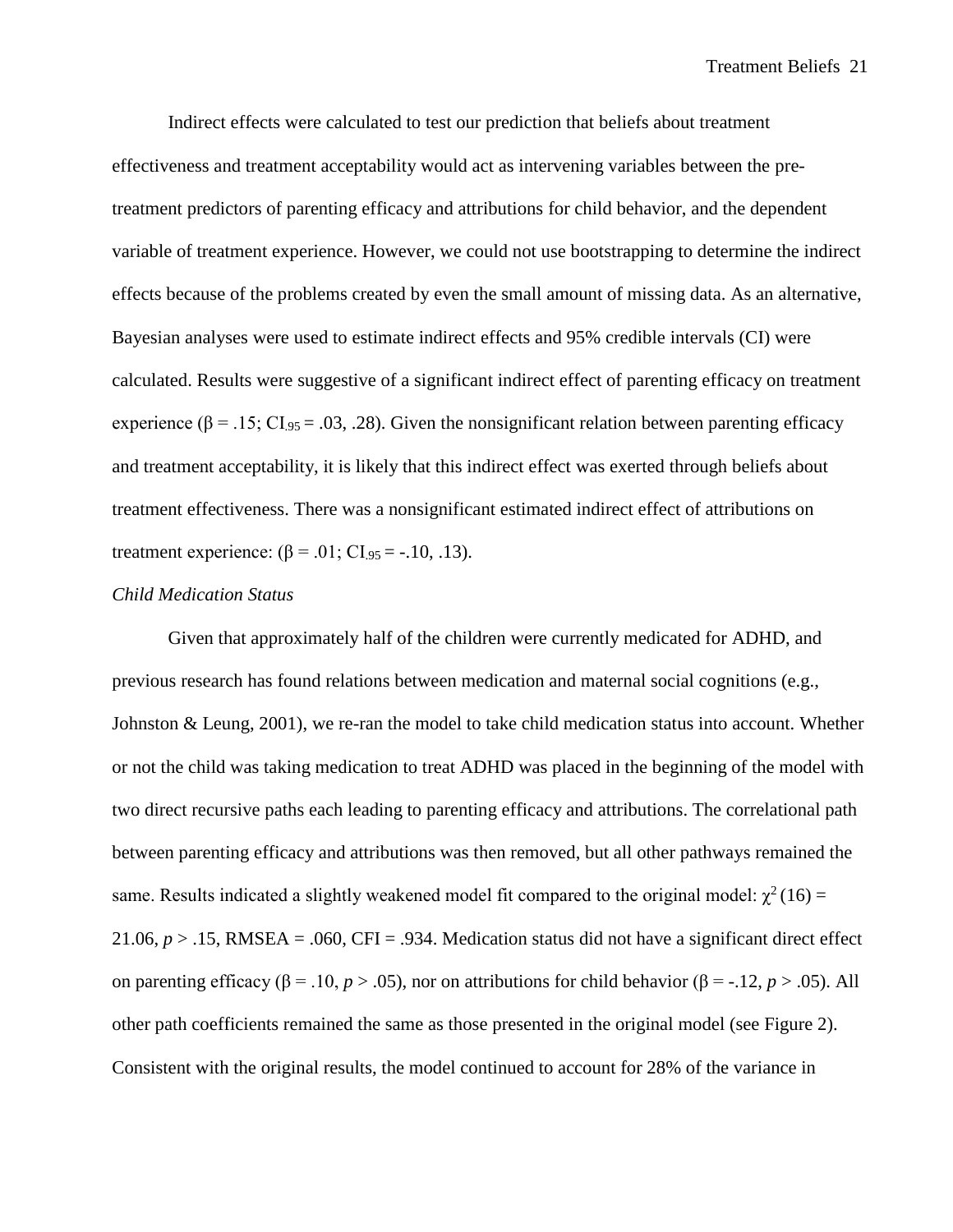Indirect effects were calculated to test our prediction that beliefs about treatment effectiveness and treatment acceptability would act as intervening variables between the pre-treatment predictors of parenting efficacy and attributions for child behavior, and the dependent variable of treatment experience. However, we could not use bootstrapping to determine the indirect effects because of the problems created by even the small amount of missing data. As an alternative, Bayesian analyses were used to estimate indirect effects and 95% credible intervals (CI) were calculated. Results were suggestive of a significant indirect effect of parenting efficacy on treatment experience ($\beta = .15$; $CI_{.95} = .03, .28$). Given the nonsignificant relation between parenting efficacy and treatment acceptability, it is likely that this indirect effect was exerted through beliefs about treatment effectiveness. There was a nonsignificant estimated indirect effect of attributions on treatment experience: ($\beta = .01$; $CI_{.95} = -.10, .13$).

*Child Medication Status*

Given that approximately half of the children were currently medicated for ADHD, and previous research has found relations between medication and maternal social cognitions (e.g., Johnston & Leung, 2001), we re-ran the model to take child medication status into account. Whether or not the child was taking medication to treat ADHD was placed in the beginning of the model with two direct recursive paths each leading to parenting efficacy and attributions. The correlational path between parenting efficacy and attributions was then removed, but all other pathways remained the same. Results indicated a slightly weakened model fit compared to the original model: $\chi^2 (16) = 21.06$, $p > .15$, RMSEA = .060, CFI = .934. Medication status did not have a significant direct effect on parenting efficacy ($\beta = .10$, $p > .05$), nor on attributions for child behavior ($\beta = -.12$, $p > .05$). All other path coefficients remained the same as those presented in the original model (see Figure 2). Consistent with the original results, the model continued to account for 28% of the variance in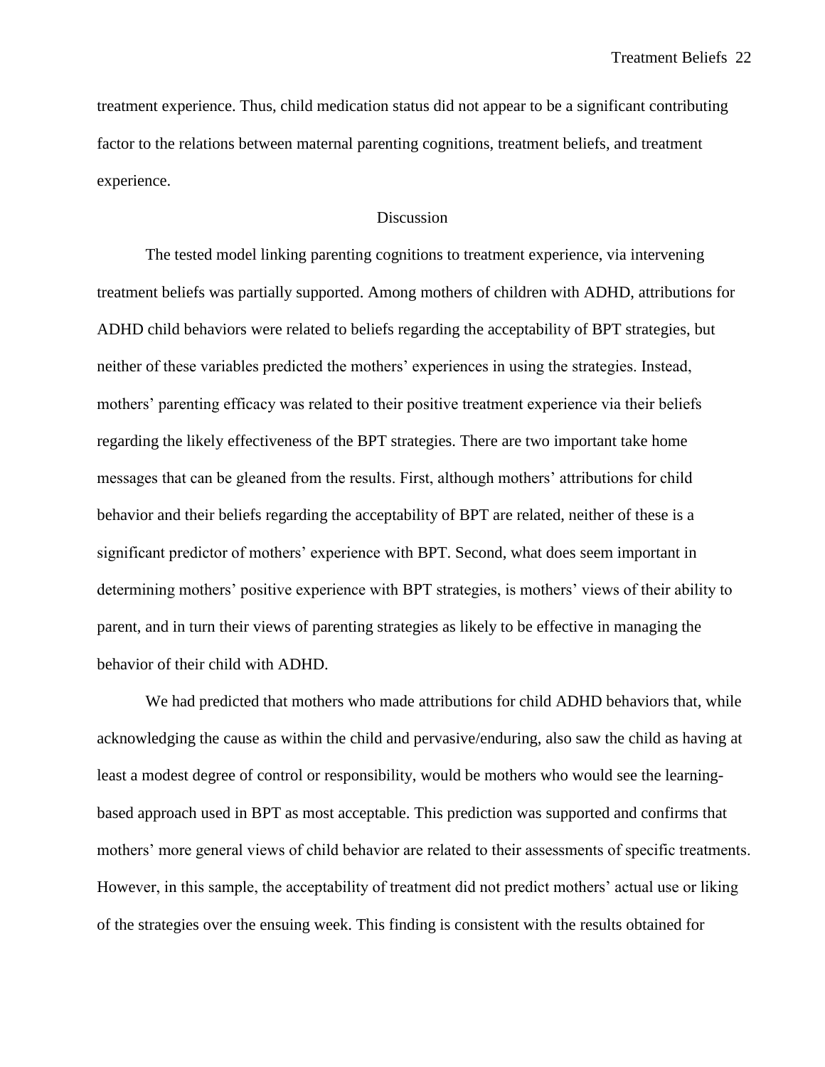treatment experience. Thus, child medication status did not appear to be a significant contributing factor to the relations between maternal parenting cognitions, treatment beliefs, and treatment experience.

## Discussion

The tested model linking parenting cognitions to treatment experience, via intervening treatment beliefs was partially supported. Among mothers of children with ADHD, attributions for ADHD child behaviors were related to beliefs regarding the acceptability of BPT strategies, but neither of these variables predicted the mothers' experiences in using the strategies. Instead, mothers' parenting efficacy was related to their positive treatment experience via their beliefs regarding the likely effectiveness of the BPT strategies. There are two important take home messages that can be gleaned from the results. First, although mothers' attributions for child behavior and their beliefs regarding the acceptability of BPT are related, neither of these is a significant predictor of mothers' experience with BPT. Second, what does seem important in determining mothers' positive experience with BPT strategies, is mothers' views of their ability to parent, and in turn their views of parenting strategies as likely to be effective in managing the behavior of their child with ADHD.

We had predicted that mothers who made attributions for child ADHD behaviors that, while acknowledging the cause as within the child and pervasive/enduring, also saw the child as having at least a modest degree of control or responsibility, would be mothers who would see the learning-based approach used in BPT as most acceptable. This prediction was supported and confirms that mothers' more general views of child behavior are related to their assessments of specific treatments. However, in this sample, the acceptability of treatment did not predict mothers' actual use or liking of the strategies over the ensuing week. This finding is consistent with the results obtained for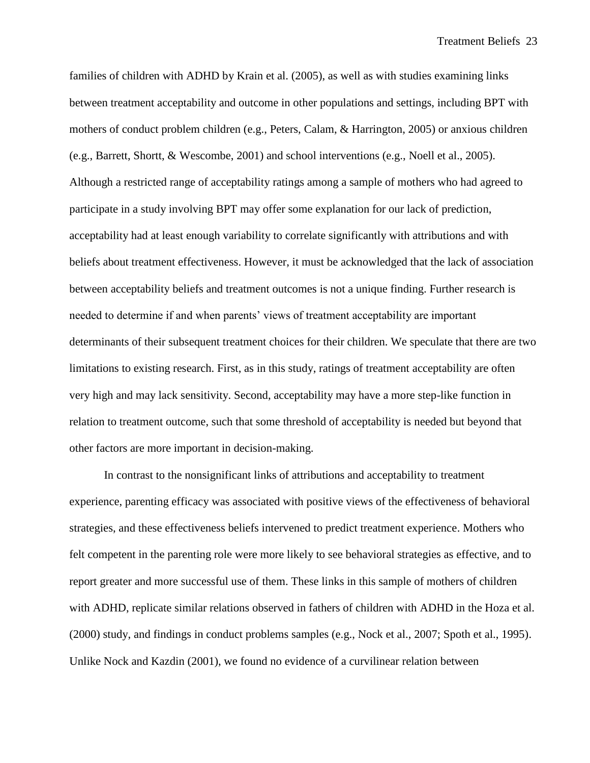families of children with ADHD by Krain et al. (2005), as well as with studies examining links between treatment acceptability and outcome in other populations and settings, including BPT with mothers of conduct problem children (e.g., Peters, Calam, & Harrington, 2005) or anxious children (e.g., Barrett, Shortt, & Wescombe, 2001) and school interventions (e.g., Noell et al., 2005). Although a restricted range of acceptability ratings among a sample of mothers who had agreed to participate in a study involving BPT may offer some explanation for our lack of prediction, acceptability had at least enough variability to correlate significantly with attributions and with beliefs about treatment effectiveness. However, it must be acknowledged that the lack of association between acceptability beliefs and treatment outcomes is not a unique finding. Further research is needed to determine if and when parents' views of treatment acceptability are important determinants of their subsequent treatment choices for their children. We speculate that there are two limitations to existing research. First, as in this study, ratings of treatment acceptability are often very high and may lack sensitivity. Second, acceptability may have a more step-like function in relation to treatment outcome, such that some threshold of acceptability is needed but beyond that other factors are more important in decision-making.

In contrast to the nonsignificant links of attributions and acceptability to treatment experience, parenting efficacy was associated with positive views of the effectiveness of behavioral strategies, and these effectiveness beliefs intervened to predict treatment experience. Mothers who felt competent in the parenting role were more likely to see behavioral strategies as effective, and to report greater and more successful use of them. These links in this sample of mothers of children with ADHD, replicate similar relations observed in fathers of children with ADHD in the Hoza et al. (2000) study, and findings in conduct problems samples (e.g., Nock et al., 2007; Spoth et al., 1995). Unlike Nock and Kazdin (2001), we found no evidence of a curvilinear relation between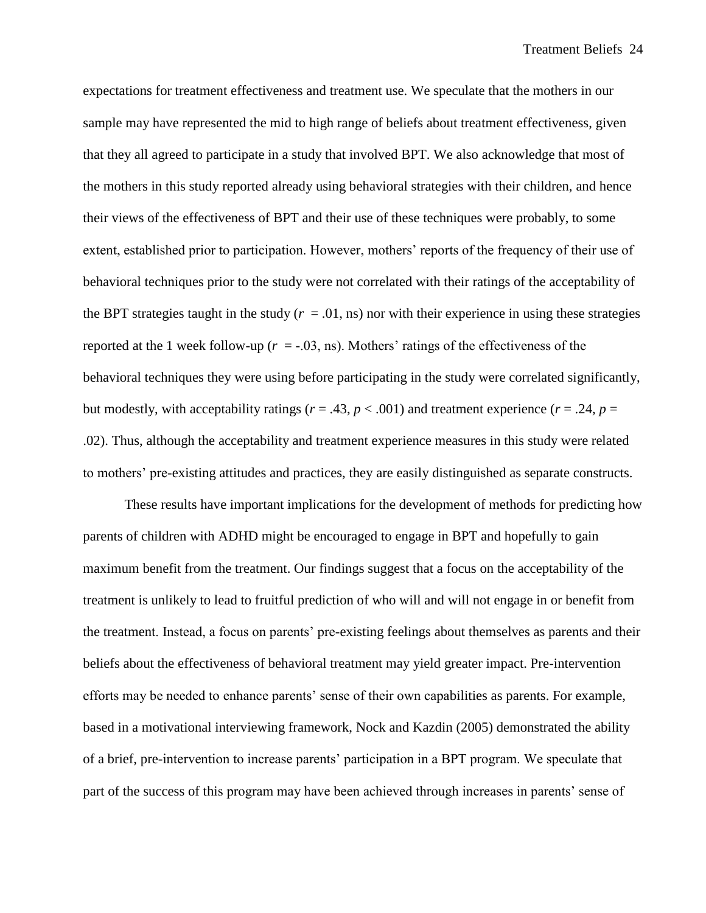expectations for treatment effectiveness and treatment use. We speculate that the mothers in our sample may have represented the mid to high range of beliefs about treatment effectiveness, given that they all agreed to participate in a study that involved BPT. We also acknowledge that most of the mothers in this study reported already using behavioral strategies with their children, and hence their views of the effectiveness of BPT and their use of these techniques were probably, to some extent, established prior to participation. However, mothers' reports of the frequency of their use of behavioral techniques prior to the study were not correlated with their ratings of the acceptability of the BPT strategies taught in the study ($r = .01$, ns) nor with their experience in using these strategies reported at the 1 week follow-up ($r = -.03$, ns). Mothers' ratings of the effectiveness of the behavioral techniques they were using before participating in the study were correlated significantly, but modestly, with acceptability ratings ($r = .43$, $p < .001$) and treatment experience ($r = .24$, $p = .02$). Thus, although the acceptability and treatment experience measures in this study were related to mothers' pre-existing attitudes and practices, they are easily distinguished as separate constructs.

These results have important implications for the development of methods for predicting how parents of children with ADHD might be encouraged to engage in BPT and hopefully to gain maximum benefit from the treatment. Our findings suggest that a focus on the acceptability of the treatment is unlikely to lead to fruitful prediction of who will and will not engage in or benefit from the treatment. Instead, a focus on parents' pre-existing feelings about themselves as parents and their beliefs about the effectiveness of behavioral treatment may yield greater impact. Pre-intervention efforts may be needed to enhance parents' sense of their own capabilities as parents. For example, based in a motivational interviewing framework, Nock and Kazdin (2005) demonstrated the ability of a brief, pre-intervention to increase parents' participation in a BPT program. We speculate that part of the success of this program may have been achieved through increases in parents' sense of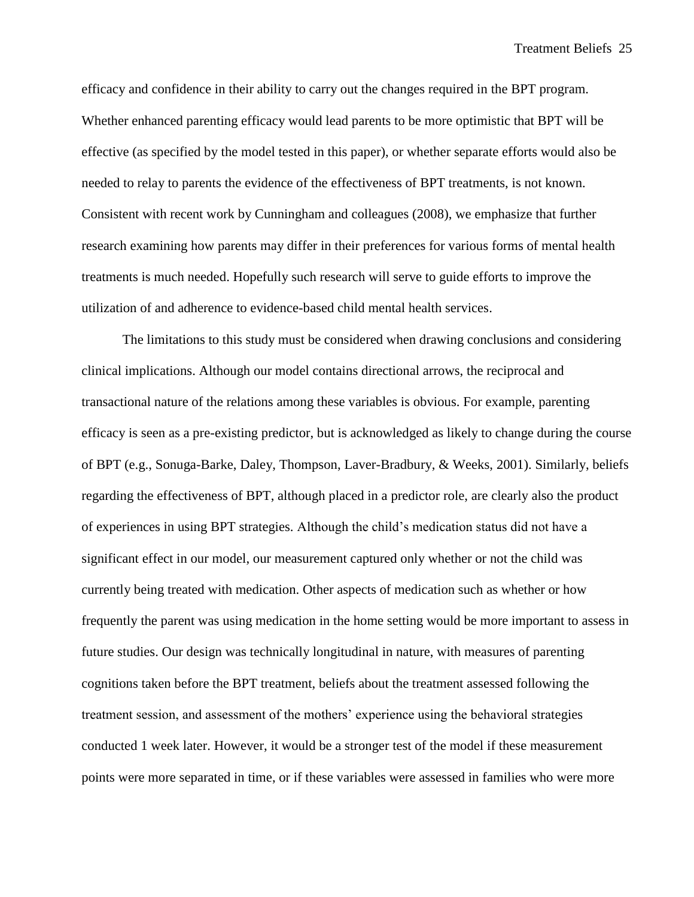efficacy and confidence in their ability to carry out the changes required in the BPT program. Whether enhanced parenting efficacy would lead parents to be more optimistic that BPT will be effective (as specified by the model tested in this paper), or whether separate efforts would also be needed to relay to parents the evidence of the effectiveness of BPT treatments, is not known. Consistent with recent work by Cunningham and colleagues (2008), we emphasize that further research examining how parents may differ in their preferences for various forms of mental health treatments is much needed. Hopefully such research will serve to guide efforts to improve the utilization of and adherence to evidence-based child mental health services.

The limitations to this study must be considered when drawing conclusions and considering clinical implications. Although our model contains directional arrows, the reciprocal and transactional nature of the relations among these variables is obvious. For example, parenting efficacy is seen as a pre-existing predictor, but is acknowledged as likely to change during the course of BPT (e.g., Sonuga-Barke, Daley, Thompson, Laver-Bradbury, & Weeks, 2001). Similarly, beliefs regarding the effectiveness of BPT, although placed in a predictor role, are clearly also the product of experiences in using BPT strategies. Although the child's medication status did not have a significant effect in our model, our measurement captured only whether or not the child was currently being treated with medication. Other aspects of medication such as whether or how frequently the parent was using medication in the home setting would be more important to assess in future studies. Our design was technically longitudinal in nature, with measures of parenting cognitions taken before the BPT treatment, beliefs about the treatment assessed following the treatment session, and assessment of the mothers' experience using the behavioral strategies conducted 1 week later. However, it would be a stronger test of the model if these measurement points were more separated in time, or if these variables were assessed in families who were more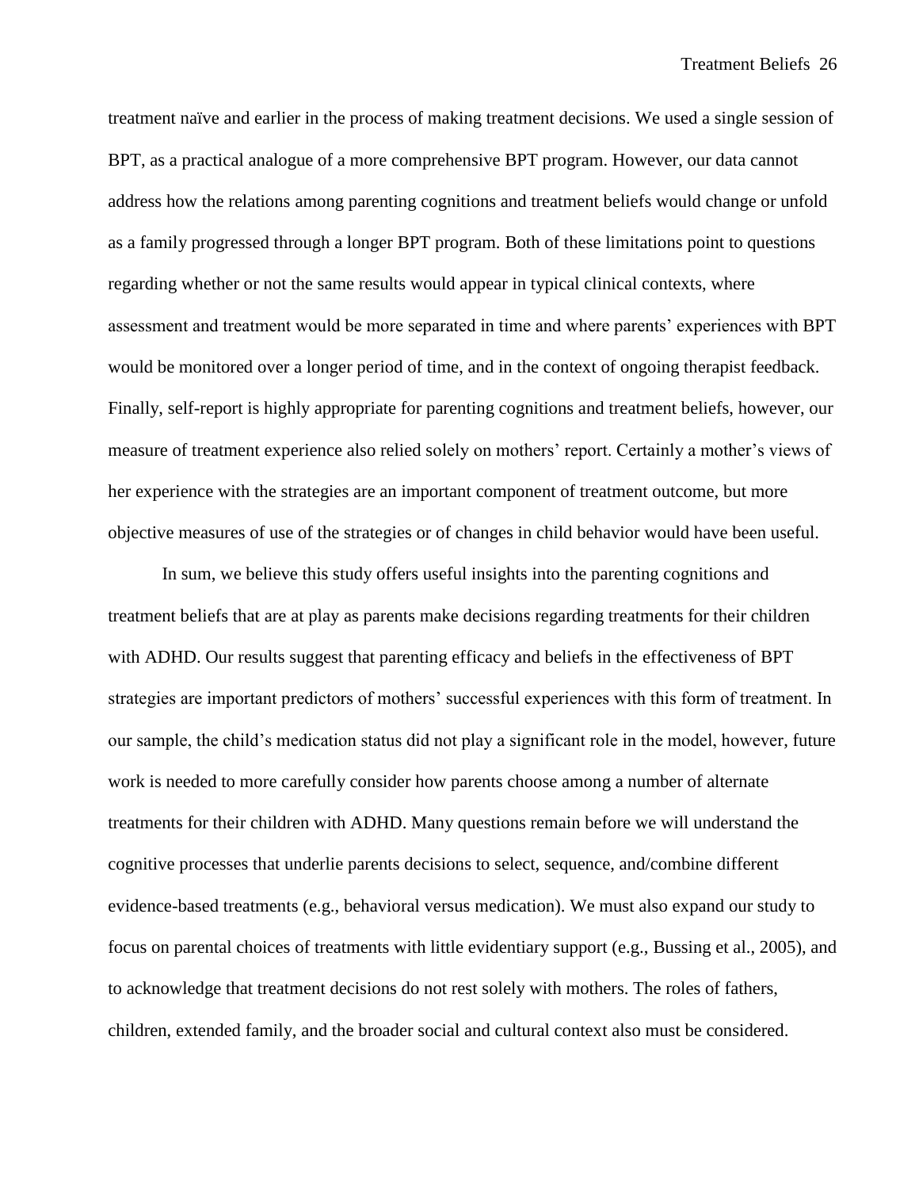treatment naïve and earlier in the process of making treatment decisions. We used a single session of BPT, as a practical analogue of a more comprehensive BPT program. However, our data cannot address how the relations among parenting cognitions and treatment beliefs would change or unfold as a family progressed through a longer BPT program. Both of these limitations point to questions regarding whether or not the same results would appear in typical clinical contexts, where assessment and treatment would be more separated in time and where parents' experiences with BPT would be monitored over a longer period of time, and in the context of ongoing therapist feedback. Finally, self-report is highly appropriate for parenting cognitions and treatment beliefs, however, our measure of treatment experience also relied solely on mothers' report. Certainly a mother's views of her experience with the strategies are an important component of treatment outcome, but more objective measures of use of the strategies or of changes in child behavior would have been useful.

In sum, we believe this study offers useful insights into the parenting cognitions and treatment beliefs that are at play as parents make decisions regarding treatments for their children with ADHD. Our results suggest that parenting efficacy and beliefs in the effectiveness of BPT strategies are important predictors of mothers' successful experiences with this form of treatment. In our sample, the child's medication status did not play a significant role in the model, however, future work is needed to more carefully consider how parents choose among a number of alternate treatments for their children with ADHD. Many questions remain before we will understand the cognitive processes that underlie parents decisions to select, sequence, and/combine different evidence-based treatments (e.g., behavioral versus medication). We must also expand our study to focus on parental choices of treatments with little evidentiary support (e.g., Bussing et al., 2005), and to acknowledge that treatment decisions do not rest solely with mothers. The roles of fathers, children, extended family, and the broader social and cultural context also must be considered.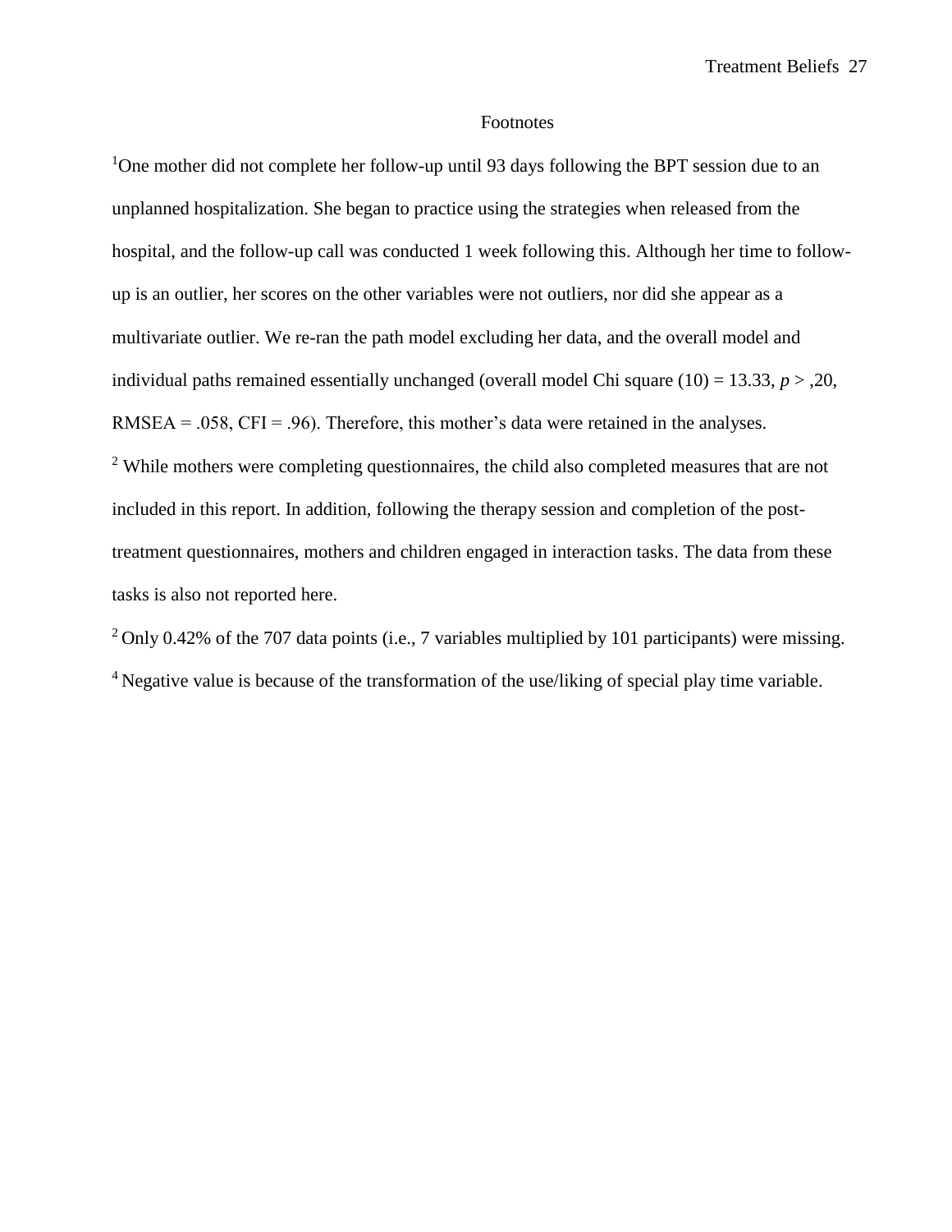# Footnotes

[1]One mother did not complete her follow-up until 93 days following the BPT session due to an unplanned hospitalization. She began to practice using the strategies when released from the hospital, and the follow-up call was conducted 1 week following this. Although her time to follow-up is an outlier, her scores on the other variables were not outliers, nor did she appear as a multivariate outlier. We re-ran the path model excluding her data, and the overall model and individual paths remained essentially unchanged (overall model Chi square (10) = 13.33, $p$ > ,20, RMSEA = .058, CFI = .96). Therefore, this mother's data were retained in the analyses.

[2] While mothers were completing questionnaires, the child also completed measures that are not included in this report. In addition, following the therapy session and completion of the post-treatment questionnaires, mothers and children engaged in interaction tasks. The data from these tasks is also not reported here.

[2] Only 0.42% of the 707 data points (i.e., 7 variables multiplied by 101 participants) were missing.

[4] Negative value is because of the transformation of the use/liking of special play time variable.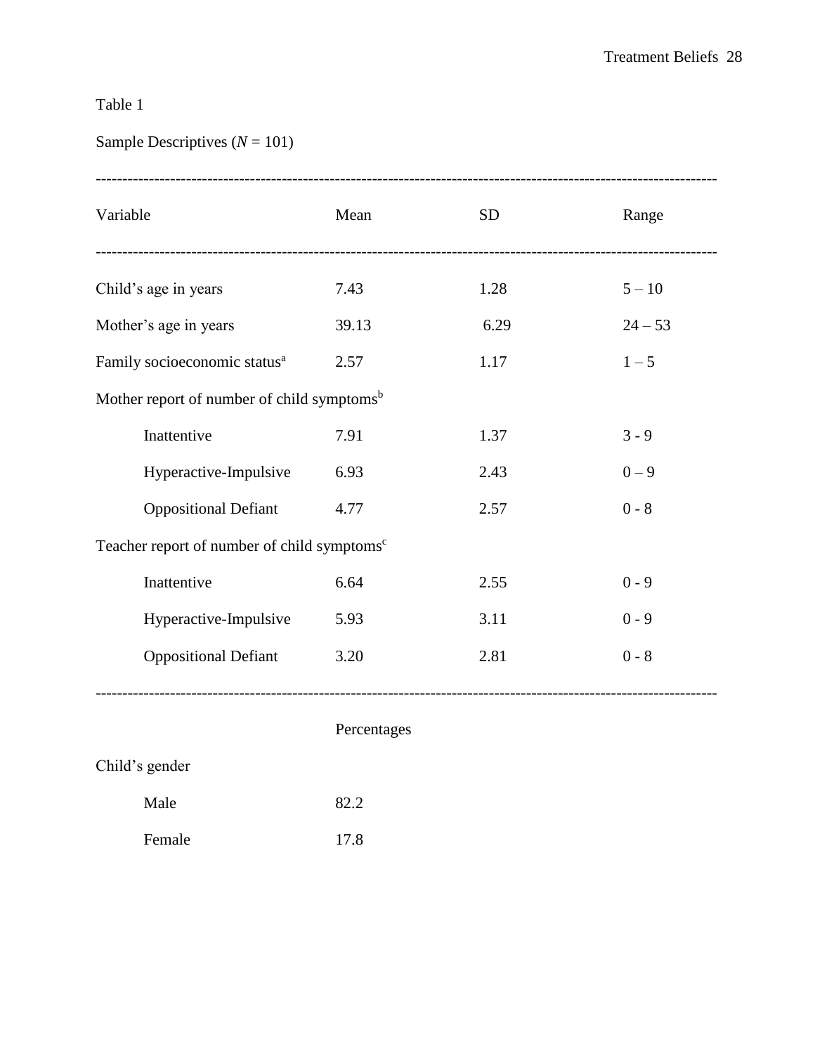Table 1

Sample Descriptives (*N* = 101)

| Variable | Mean | SD | Range |
|---|---|---|---|
| Child's age in years | 7.43 | 1.28 | 5 – 10 |
| Mother's age in years | 39.13 | 6.29 | 24 – 53 |
| Family socioeconomic status[a] | 2.57 | 1.17 | 1 – 5 |
| Mother report of number of child symptoms[b] | | | |
| Inattentive | 7.91 | 1.37 | 3 - 9 |
| Hyperactive-Impulsive | 6.93 | 2.43 | 0 – 9 |
| Oppositional Defiant | 4.77 | 2.57 | 0 - 8 |
| Teacher report of number of child symptoms[c] | | | |
| Inattentive | 6.64 | 2.55 | 0 - 9 |
| Hyperactive-Impulsive | 5.93 | 3.11 | 0 - 9 |
| Oppositional Defiant | 3.20 | 2.81 | 0 - 8 |

| | Percentages |
|---|---|
| Child's gender | |
| Male | 82.2 |
| Female | 17.8 |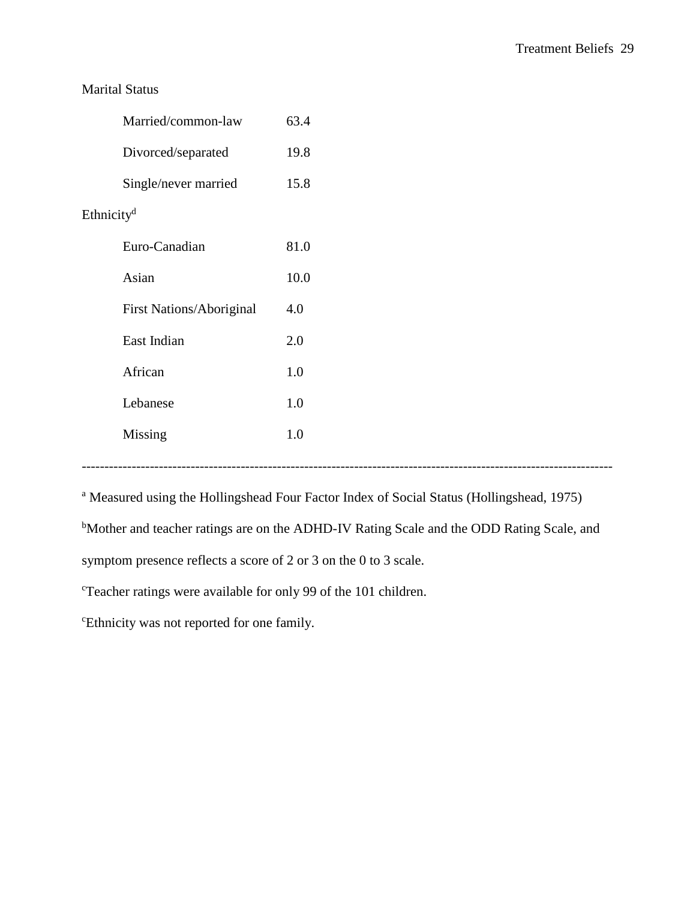| | |
|---|---|
| Marital Status | |
| Married/common-law | 63.4 |
| Divorced/separated | 19.8 |
| Single/never married | 15.8 |
| Ethnicity[d] | |
| Euro-Canadian | 81.0 |
| Asian | 10.0 |
| First Nations/Aboriginal | 4.0 |
| East Indian | 2.0 |
| African | 1.0 |
| Lebanese | 1.0 |
| Missing | 1.0 |

---

[a] Measured using the Hollingshead Four Factor Index of Social Status (Hollingshead, 1975)

[b]Mother and teacher ratings are on the ADHD-IV Rating Scale and the ODD Rating Scale, and symptom presence reflects a score of 2 or 3 on the 0 to 3 scale.

[c]Teacher ratings were available for only 99 of the 101 children.

[c]Ethnicity was not reported for one family.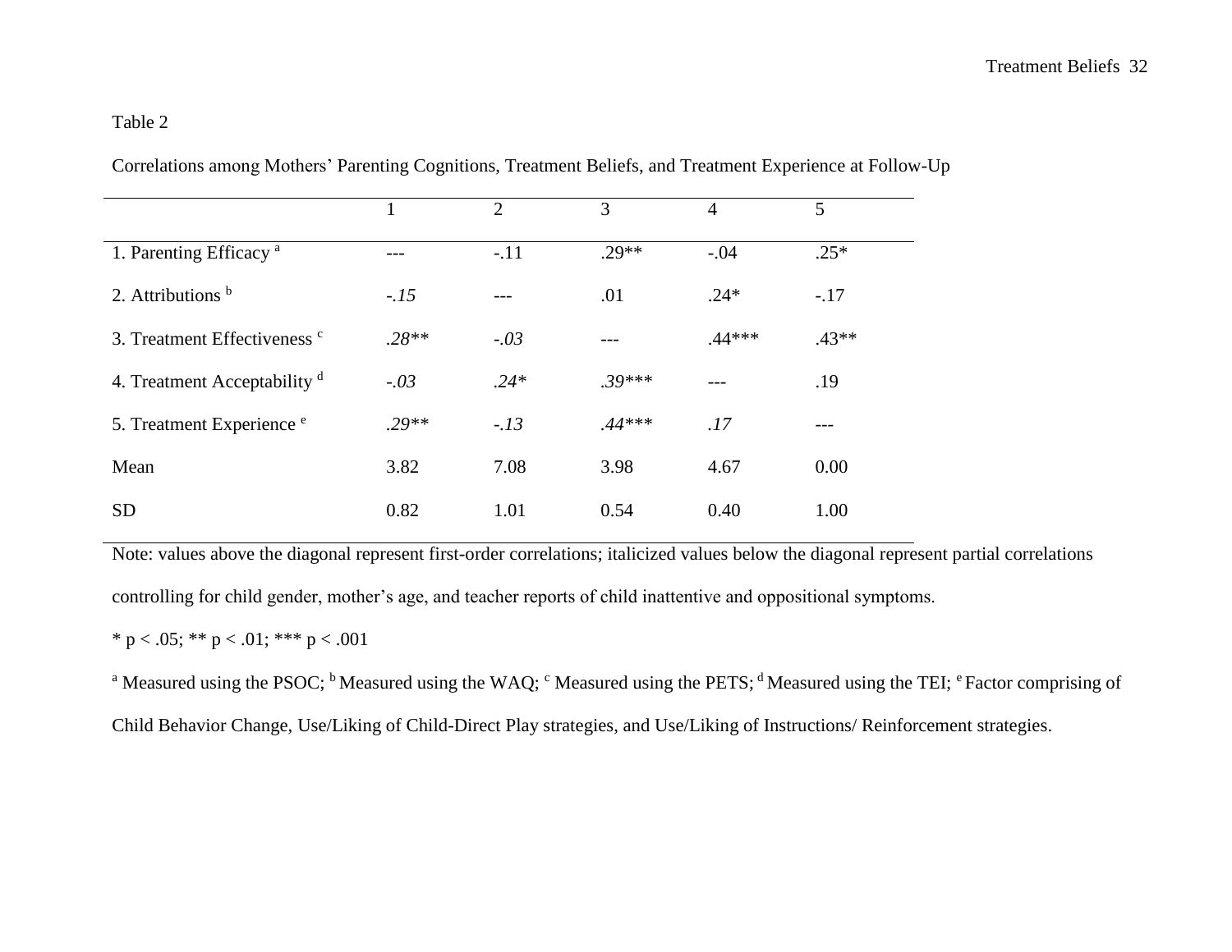Table 2

Correlations among Mothers' Parenting Cognitions, Treatment Beliefs, and Treatment Experience at Follow-Up

| | 1 | 2 | 3 | 4 | 5 |
|---|---|---|---|---|---|
| 1. Parenting Efficacy [a] | --- | -.11 | .29** | -.04 | .25* |
| 2. Attributions [b] | *-.15* | --- | .01 | .24* | -.17 |
| 3. Treatment Effectiveness [c] | *.28*** | *-.03* | --- | .44*** | .43** |
| 4. Treatment Acceptability [d] | *-.03* | *.24** | *.39**** | --- | .19 |
| 5. Treatment Experience [e] | *.29*** | *-.13* | *.44**** | *.17* | --- |
| Mean | 3.82 | 7.08 | 3.98 | 4.67 | 0.00 |
| SD | 0.82 | 1.01 | 0.54 | 0.40 | 1.00 |

Note: values above the diagonal represent first-order correlations; italicized values below the diagonal represent partial correlations controlling for child gender, mother's age, and teacher reports of child inattentive and oppositional symptoms.

\* $p < .05$; ** $p < .01$; *** $p < .001$

[a] Measured using the PSOC; [b] Measured using the WAQ; [c] Measured using the PETS; [d] Measured using the TEI; [e] Factor comprising of Child Behavior Change, Use/Liking of Child-Direct Play strategies, and Use/Liking of Instructions/ Reinforcement strategies.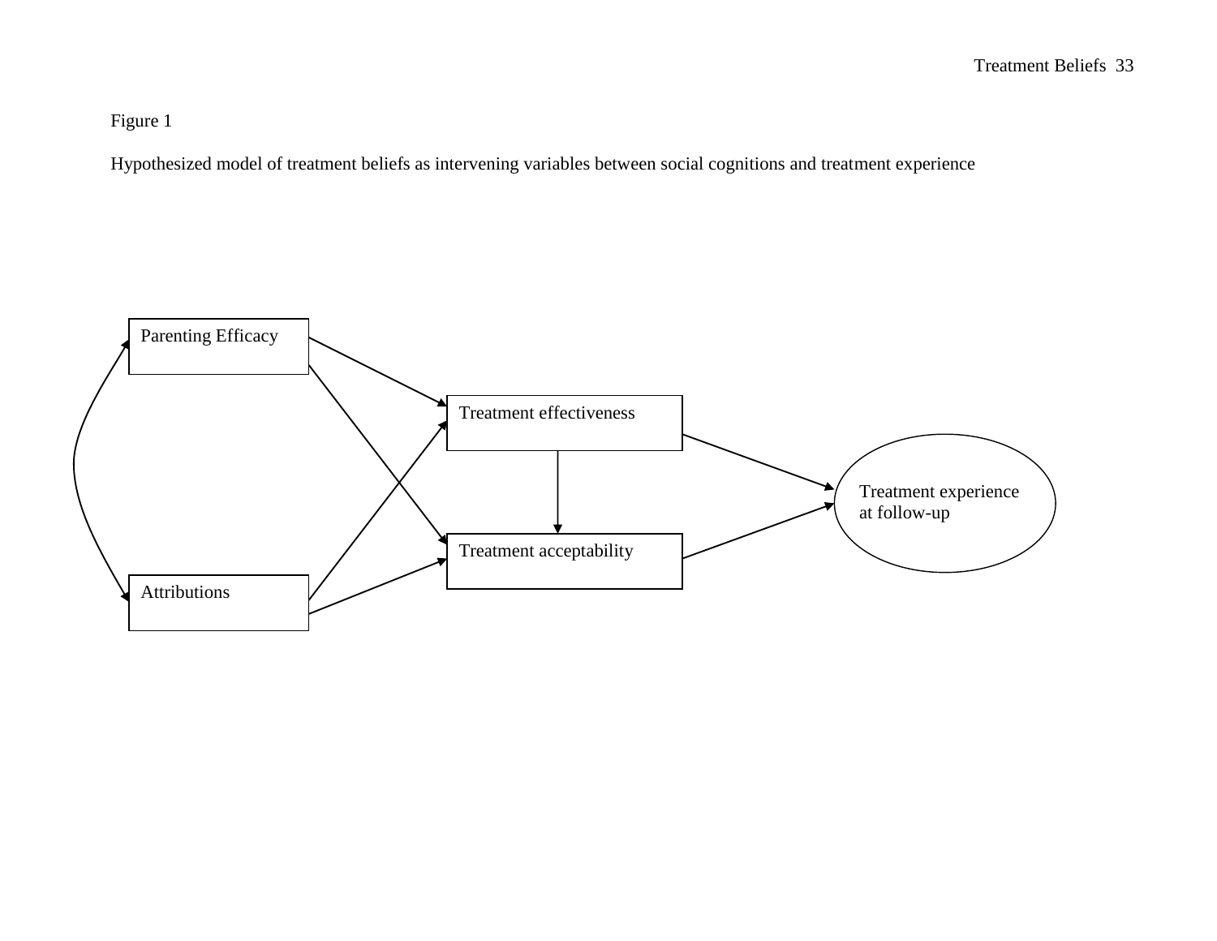Figure 1

Hypothesized model of treatment beliefs as intervening variables between social cognitions and treatment experience

Parenting Efficacy

Treatment effectiveness

Treatment experience at follow-up

Treatment acceptability

Attributions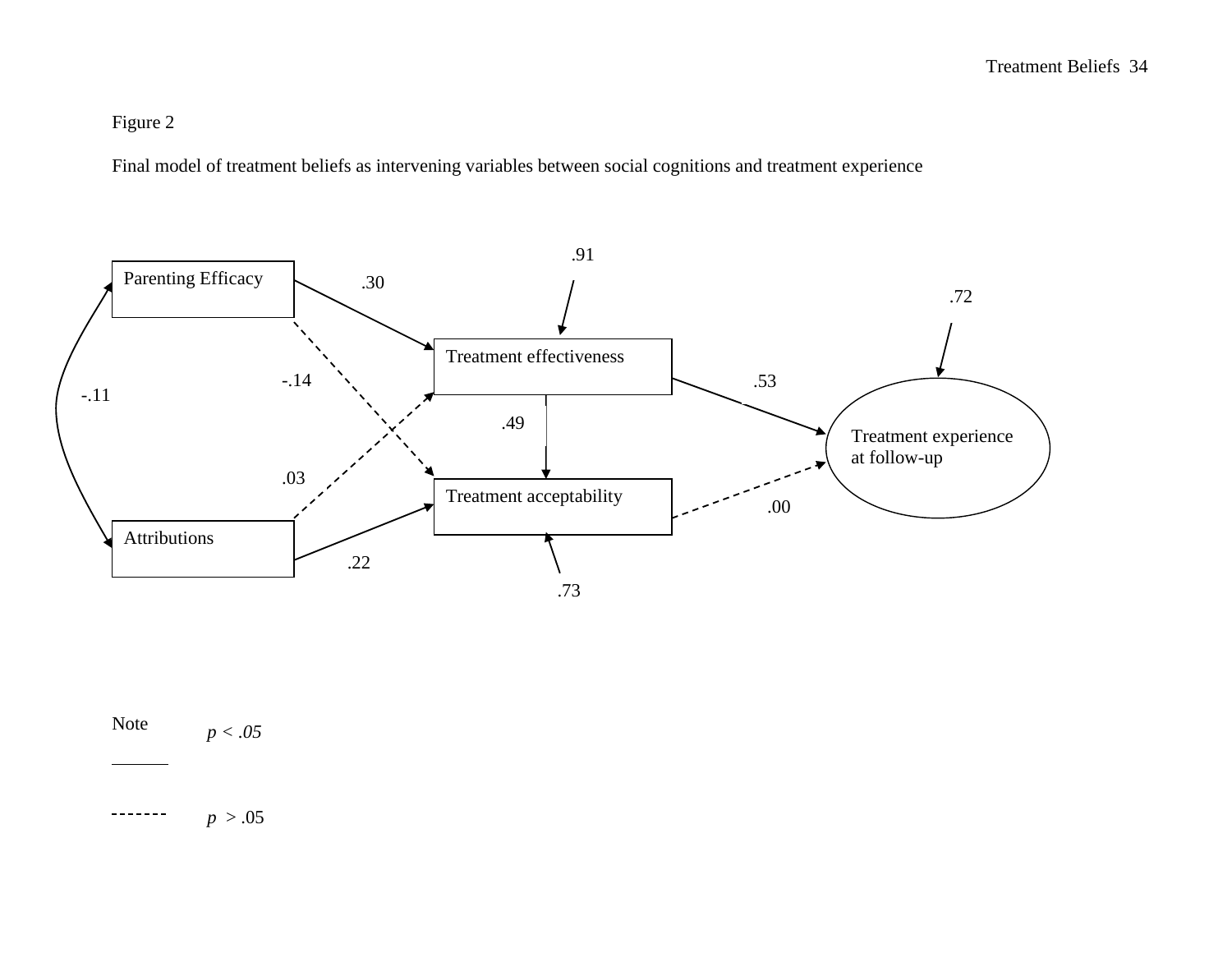Figure 2

Final model of treatment beliefs as intervening variables between social cognitions and treatment experience

Parenting Efficacy

Attributions

Treatment effectiveness

Treatment acceptability

Treatment experience at follow-up

.30 .91 .72 -.14 .53 -.11 .49 .03 .00 .22 .73

Note

——— $p < .05$

- - - - - - $p > .05$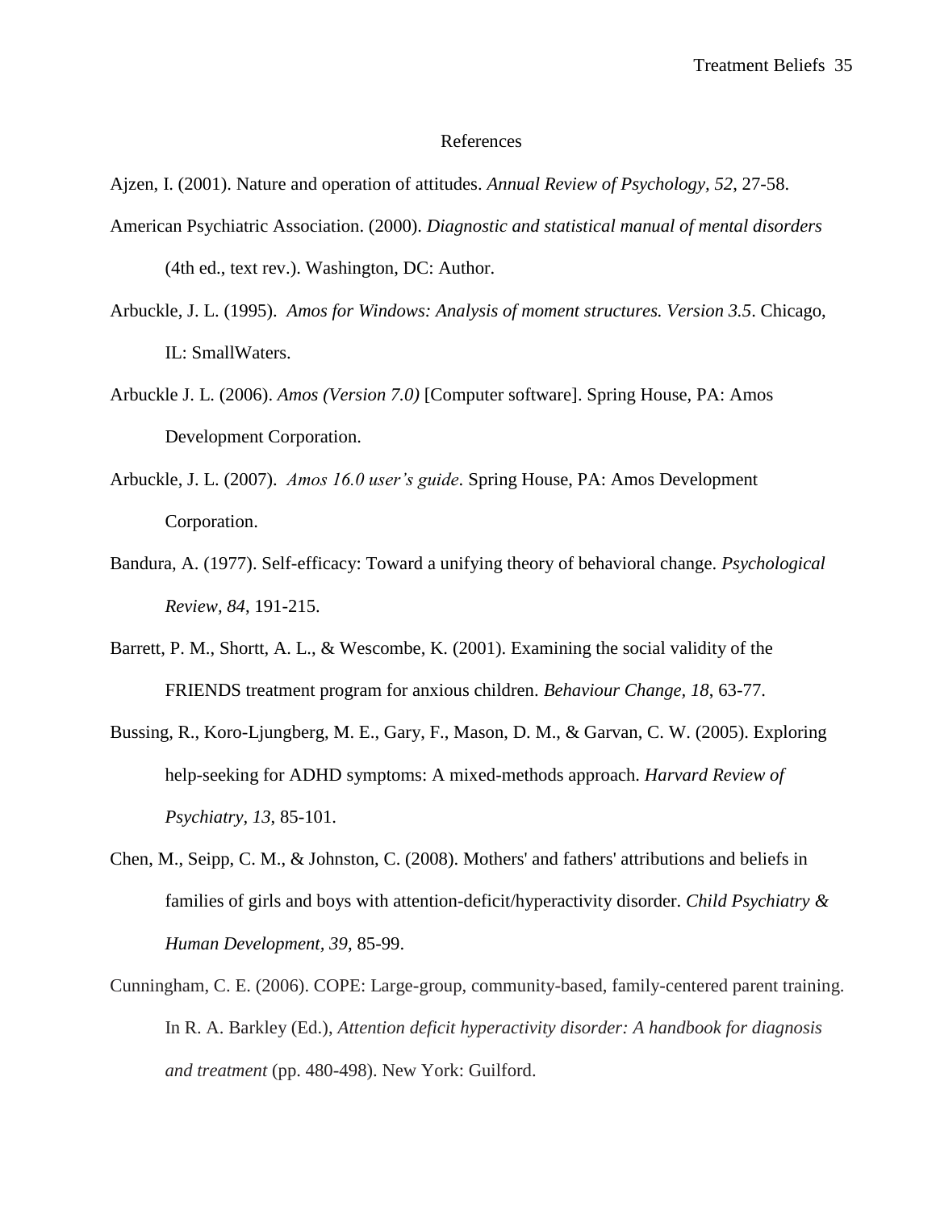# References

Ajzen, I. (2001). Nature and operation of attitudes. *Annual Review of Psychology, 52*, 27-58.

American Psychiatric Association. (2000). *Diagnostic and statistical manual of mental disorders* (4th ed., text rev.). Washington, DC: Author.

Arbuckle, J. L. (1995). *Amos for Windows: Analysis of moment structures. Version 3.5*. Chicago, IL: SmallWaters.

Arbuckle J. L. (2006). *Amos (Version 7.0)* [Computer software]. Spring House, PA: Amos Development Corporation.

Arbuckle, J. L. (2007). *Amos 16.0 user's guide*. Spring House, PA: Amos Development Corporation.

Bandura, A. (1977). Self-efficacy: Toward a unifying theory of behavioral change. *Psychological Review, 84*, 191-215.

Barrett, P. M., Shortt, A. L., & Wescombe, K. (2001). Examining the social validity of the FRIENDS treatment program for anxious children. *Behaviour Change, 18*, 63-77.

Bussing, R., Koro-Ljungberg, M. E., Gary, F., Mason, D. M., & Garvan, C. W. (2005). Exploring help-seeking for ADHD symptoms: A mixed-methods approach. *Harvard Review of Psychiatry, 13*, 85-101.

Chen, M., Seipp, C. M., & Johnston, C. (2008). Mothers' and fathers' attributions and beliefs in families of girls and boys with attention-deficit/hyperactivity disorder. *Child Psychiatry & Human Development, 39*, 85-99.

Cunningham, C. E. (2006). COPE: Large-group, community-based, family-centered parent training. In R. A. Barkley (Ed.), *Attention deficit hyperactivity disorder: A handbook for diagnosis and treatment* (pp. 480-498). New York: Guilford.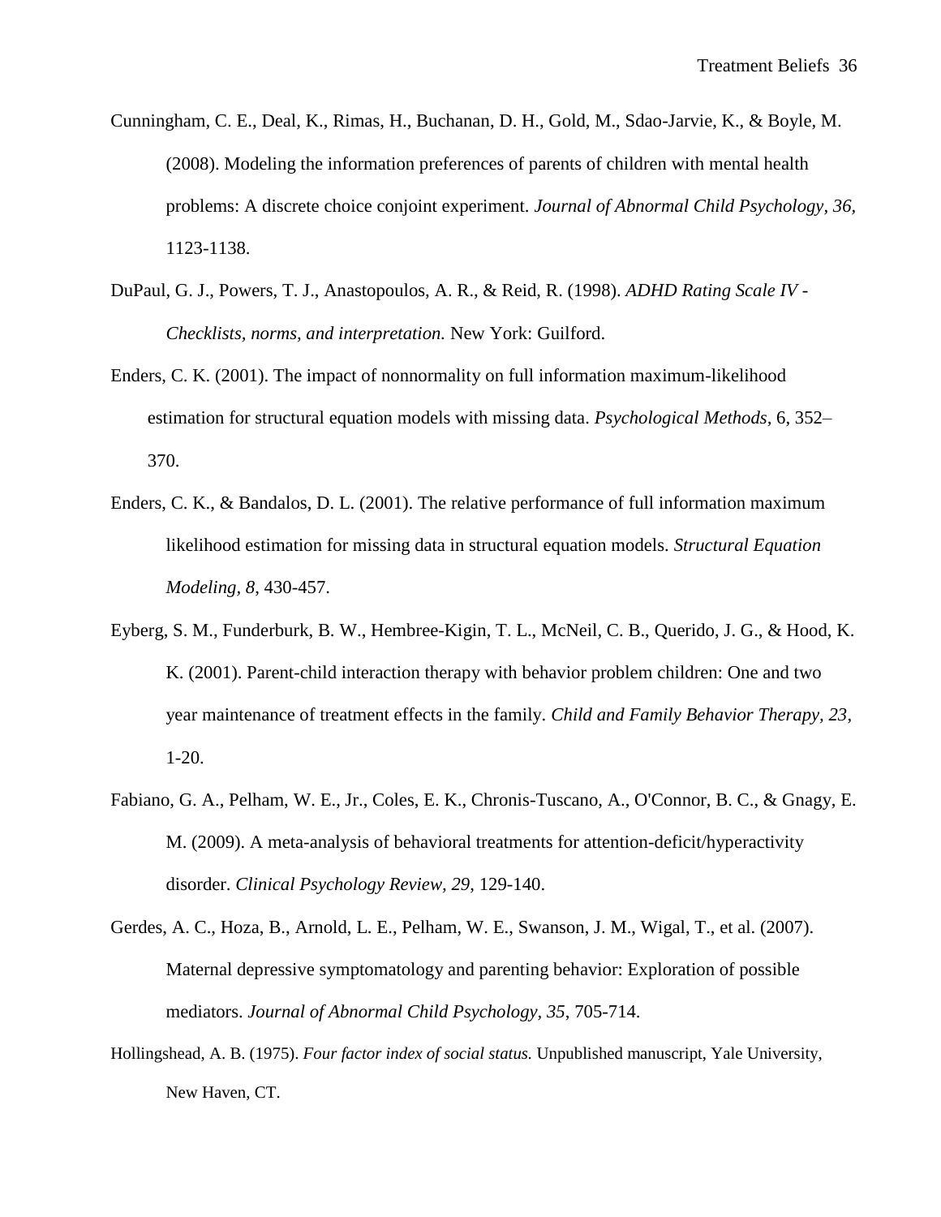Cunningham, C. E., Deal, K., Rimas, H., Buchanan, D. H., Gold, M., Sdao-Jarvie, K., & Boyle, M. (2008). Modeling the information preferences of parents of children with mental health problems: A discrete choice conjoint experiment. *Journal of Abnormal Child Psychology, 36,* 1123-1138.

DuPaul, G. J., Powers, T. J., Anastopoulos, A. R., & Reid, R. (1998). *ADHD Rating Scale IV - Checklists, norms, and interpretation.* New York: Guilford.

Enders, C. K. (2001). The impact of nonnormality on full information maximum-likelihood estimation for structural equation models with missing data. *Psychological Methods,* 6, 352–370.

Enders, C. K., & Bandalos, D. L. (2001). The relative performance of full information maximum likelihood estimation for missing data in structural equation models. *Structural Equation Modeling, 8*, 430-457.

Eyberg, S. M., Funderburk, B. W., Hembree-Kigin, T. L., McNeil, C. B., Querido, J. G., & Hood, K. K. (2001). Parent-child interaction therapy with behavior problem children: One and two year maintenance of treatment effects in the family. *Child and Family Behavior Therapy, 23*, 1-20.

Fabiano, G. A., Pelham, W. E., Jr., Coles, E. K., Chronis-Tuscano, A., O'Connor, B. C., & Gnagy, E. M. (2009). A meta-analysis of behavioral treatments for attention-deficit/hyperactivity disorder. *Clinical Psychology Review, 29*, 129-140.

Gerdes, A. C., Hoza, B., Arnold, L. E., Pelham, W. E., Swanson, J. M., Wigal, T., et al. (2007). Maternal depressive symptomatology and parenting behavior: Exploration of possible mediators. *Journal of Abnormal Child Psychology, 35*, 705-714.

Hollingshead, A. B. (1975). *Four factor index of social status.* Unpublished manuscript, Yale University, New Haven, CT.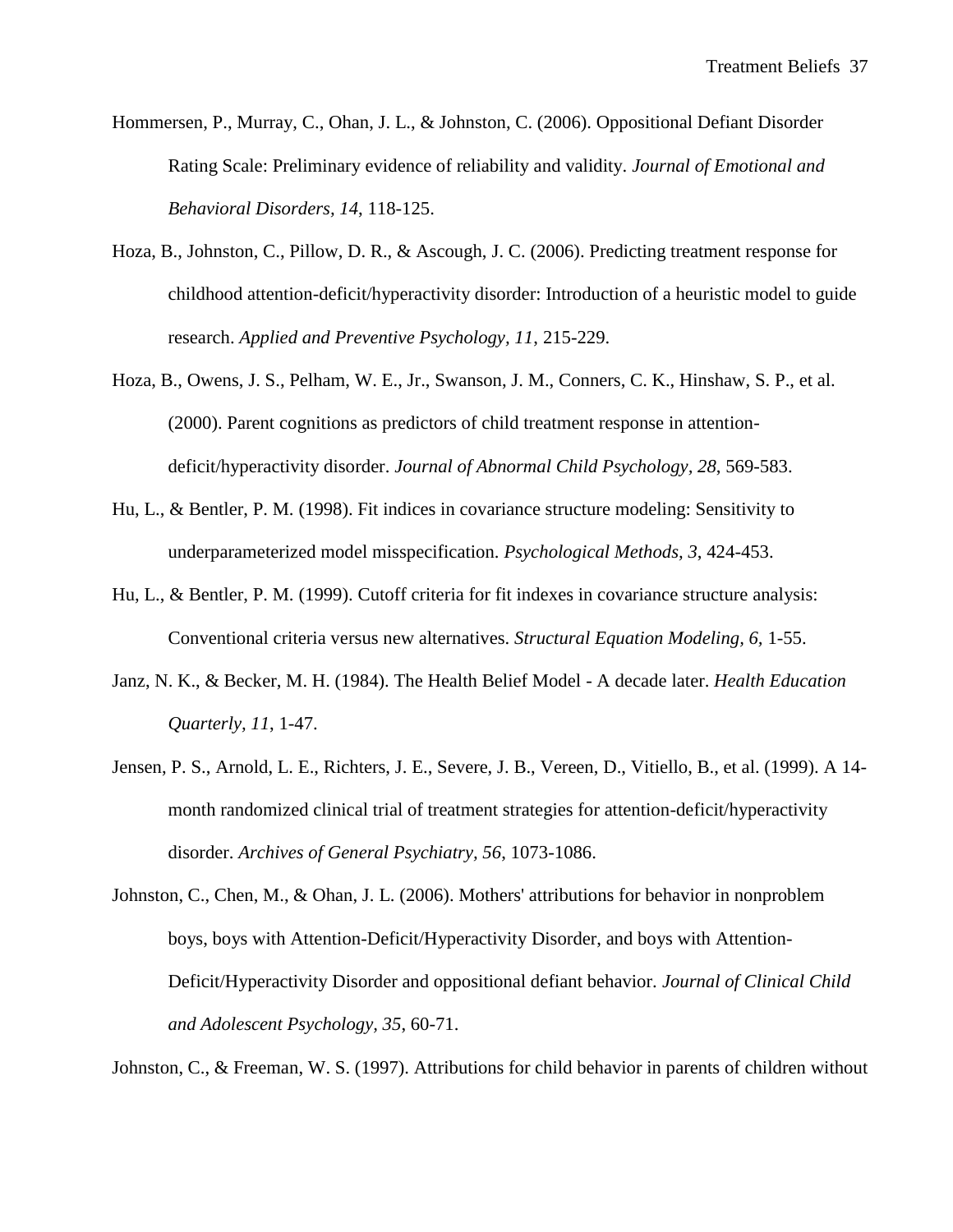Hommersen, P., Murray, C., Ohan, J. L., & Johnston, C. (2006). Oppositional Defiant Disorder Rating Scale: Preliminary evidence of reliability and validity. *Journal of Emotional and Behavioral Disorders, 14*, 118-125.

Hoza, B., Johnston, C., Pillow, D. R., & Ascough, J. C. (2006). Predicting treatment response for childhood attention-deficit/hyperactivity disorder: Introduction of a heuristic model to guide research. *Applied and Preventive Psychology, 11*, 215-229.

Hoza, B., Owens, J. S., Pelham, W. E., Jr., Swanson, J. M., Conners, C. K., Hinshaw, S. P., et al. (2000). Parent cognitions as predictors of child treatment response in attention-deficit/hyperactivity disorder. *Journal of Abnormal Child Psychology, 28*, 569-583.

Hu, L., & Bentler, P. M. (1998). Fit indices in covariance structure modeling: Sensitivity to underparameterized model misspecification. *Psychological Methods, 3*, 424-453.

Hu, L., & Bentler, P. M. (1999). Cutoff criteria for fit indexes in covariance structure analysis: Conventional criteria versus new alternatives. *Structural Equation Modeling, 6,* 1-55.

Janz, N. K., & Becker, M. H. (1984). The Health Belief Model - A decade later. *Health Education Quarterly, 11*, 1-47.

Jensen, P. S., Arnold, L. E., Richters, J. E., Severe, J. B., Vereen, D., Vitiello, B., et al. (1999). A 14-month randomized clinical trial of treatment strategies for attention-deficit/hyperactivity disorder. *Archives of General Psychiatry, 56*, 1073-1086.

Johnston, C., Chen, M., & Ohan, J. L. (2006). Mothers' attributions for behavior in nonproblem boys, boys with Attention-Deficit/Hyperactivity Disorder, and boys with Attention-Deficit/Hyperactivity Disorder and oppositional defiant behavior. *Journal of Clinical Child and Adolescent Psychology, 35*, 60-71.

Johnston, C., & Freeman, W. S. (1997). Attributions for child behavior in parents of children without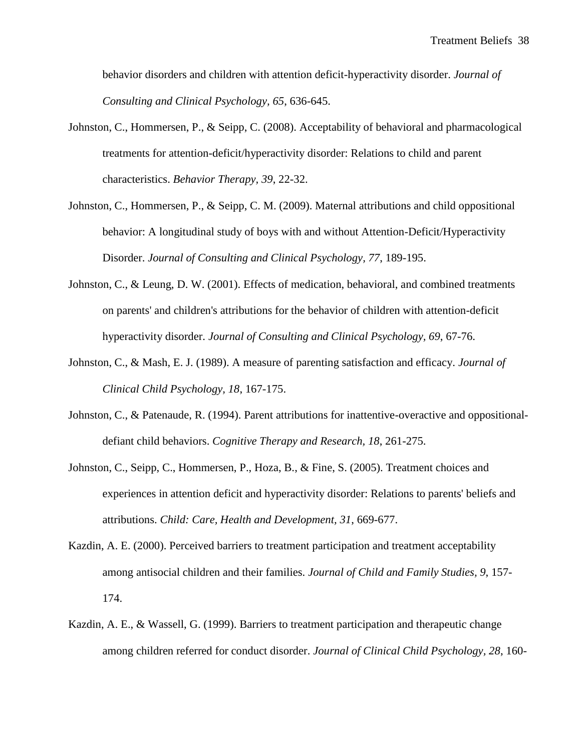behavior disorders and children with attention deficit-hyperactivity disorder. *Journal of Consulting and Clinical Psychology, 65*, 636-645.

Johnston, C., Hommersen, P., & Seipp, C. (2008). Acceptability of behavioral and pharmacological treatments for attention-deficit/hyperactivity disorder: Relations to child and parent characteristics. *Behavior Therapy, 39*, 22-32.

Johnston, C., Hommersen, P., & Seipp, C. M. (2009). Maternal attributions and child oppositional behavior: A longitudinal study of boys with and without Attention-Deficit/Hyperactivity Disorder. *Journal of Consulting and Clinical Psychology, 77*, 189-195.

Johnston, C., & Leung, D. W. (2001). Effects of medication, behavioral, and combined treatments on parents' and children's attributions for the behavior of children with attention-deficit hyperactivity disorder. *Journal of Consulting and Clinical Psychology, 69*, 67-76.

Johnston, C., & Mash, E. J. (1989). A measure of parenting satisfaction and efficacy. *Journal of Clinical Child Psychology, 18*, 167-175.

Johnston, C., & Patenaude, R. (1994). Parent attributions for inattentive-overactive and oppositional-defiant child behaviors. *Cognitive Therapy and Research, 18*, 261-275.

Johnston, C., Seipp, C., Hommersen, P., Hoza, B., & Fine, S. (2005). Treatment choices and experiences in attention deficit and hyperactivity disorder: Relations to parents' beliefs and attributions. *Child: Care, Health and Development, 31*, 669-677.

Kazdin, A. E. (2000). Perceived barriers to treatment participation and treatment acceptability among antisocial children and their families. *Journal of Child and Family Studies, 9*, 157-174.

Kazdin, A. E., & Wassell, G. (1999). Barriers to treatment participation and therapeutic change among children referred for conduct disorder. *Journal of Clinical Child Psychology, 28*, 160-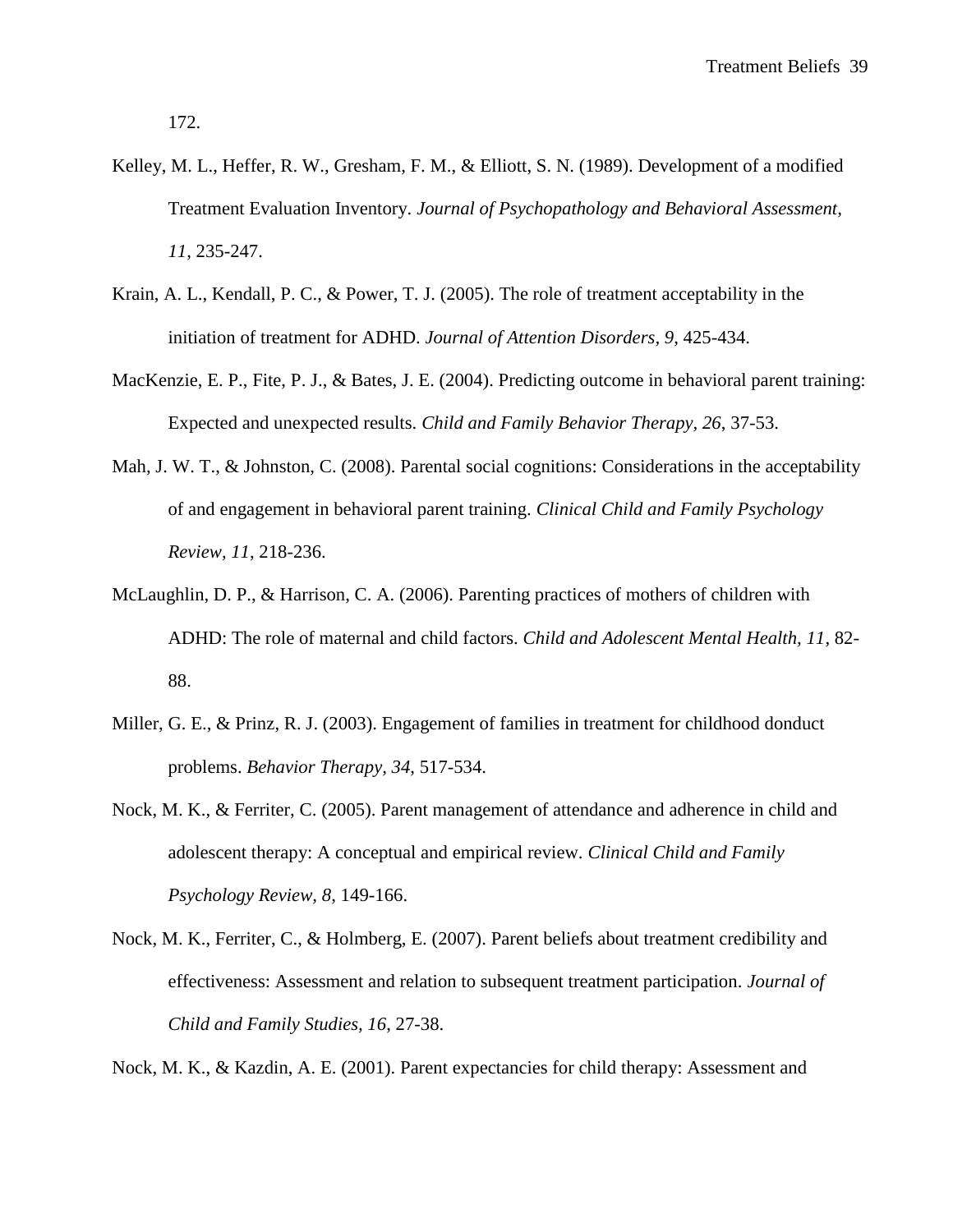172.

Kelley, M. L., Heffer, R. W., Gresham, F. M., & Elliott, S. N. (1989). Development of a modified Treatment Evaluation Inventory. *Journal of Psychopathology and Behavioral Assessment, 11*, 235-247.

Krain, A. L., Kendall, P. C., & Power, T. J. (2005). The role of treatment acceptability in the initiation of treatment for ADHD. *Journal of Attention Disorders, 9*, 425-434.

MacKenzie, E. P., Fite, P. J., & Bates, J. E. (2004). Predicting outcome in behavioral parent training: Expected and unexpected results. *Child and Family Behavior Therapy, 26*, 37-53.

Mah, J. W. T., & Johnston, C. (2008). Parental social cognitions: Considerations in the acceptability of and engagement in behavioral parent training. *Clinical Child and Family Psychology Review, 11*, 218-236.

McLaughlin, D. P., & Harrison, C. A. (2006). Parenting practices of mothers of children with ADHD: The role of maternal and child factors. *Child and Adolescent Mental Health, 11*, 82-88.

Miller, G. E., & Prinz, R. J. (2003). Engagement of families in treatment for childhood donduct problems. *Behavior Therapy, 34*, 517-534.

Nock, M. K., & Ferriter, C. (2005). Parent management of attendance and adherence in child and adolescent therapy: A conceptual and empirical review. *Clinical Child and Family Psychology Review, 8*, 149-166.

Nock, M. K., Ferriter, C., & Holmberg, E. (2007). Parent beliefs about treatment credibility and effectiveness: Assessment and relation to subsequent treatment participation. *Journal of Child and Family Studies, 16*, 27-38.

Nock, M. K., & Kazdin, A. E. (2001). Parent expectancies for child therapy: Assessment and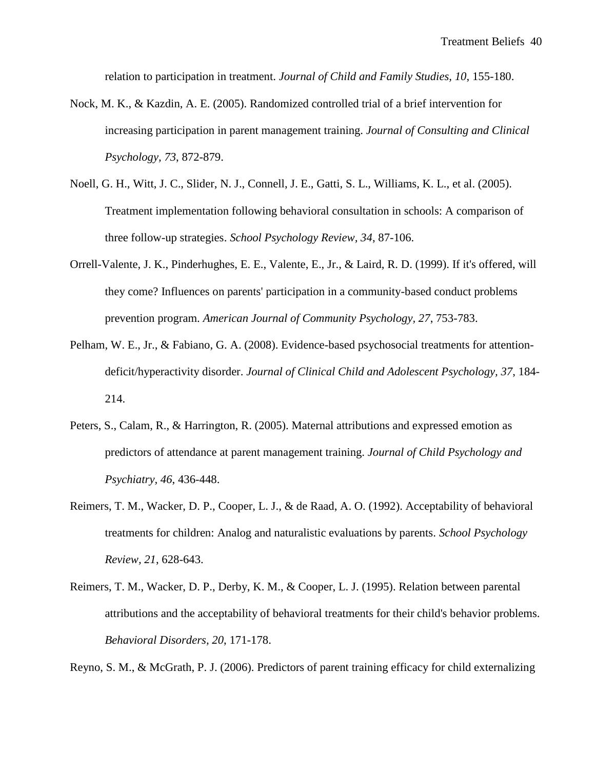relation to participation in treatment. *Journal of Child and Family Studies, 10*, 155-180.

Nock, M. K., & Kazdin, A. E. (2005). Randomized controlled trial of a brief intervention for increasing participation in parent management training. *Journal of Consulting and Clinical Psychology, 73*, 872-879.

Noell, G. H., Witt, J. C., Slider, N. J., Connell, J. E., Gatti, S. L., Williams, K. L., et al. (2005). Treatment implementation following behavioral consultation in schools: A comparison of three follow-up strategies. *School Psychology Review, 34*, 87-106.

Orrell-Valente, J. K., Pinderhughes, E. E., Valente, E., Jr., & Laird, R. D. (1999). If it's offered, will they come? Influences on parents' participation in a community-based conduct problems prevention program. *American Journal of Community Psychology, 27*, 753-783.

Pelham, W. E., Jr., & Fabiano, G. A. (2008). Evidence-based psychosocial treatments for attention-deficit/hyperactivity disorder. *Journal of Clinical Child and Adolescent Psychology, 37*, 184-214.

Peters, S., Calam, R., & Harrington, R. (2005). Maternal attributions and expressed emotion as predictors of attendance at parent management training. *Journal of Child Psychology and Psychiatry, 46*, 436-448.

Reimers, T. M., Wacker, D. P., Cooper, L. J., & de Raad, A. O. (1992). Acceptability of behavioral treatments for children: Analog and naturalistic evaluations by parents. *School Psychology Review, 21*, 628-643.

Reimers, T. M., Wacker, D. P., Derby, K. M., & Cooper, L. J. (1995). Relation between parental attributions and the acceptability of behavioral treatments for their child's behavior problems. *Behavioral Disorders, 20*, 171-178.

Reyno, S. M., & McGrath, P. J. (2006). Predictors of parent training efficacy for child externalizing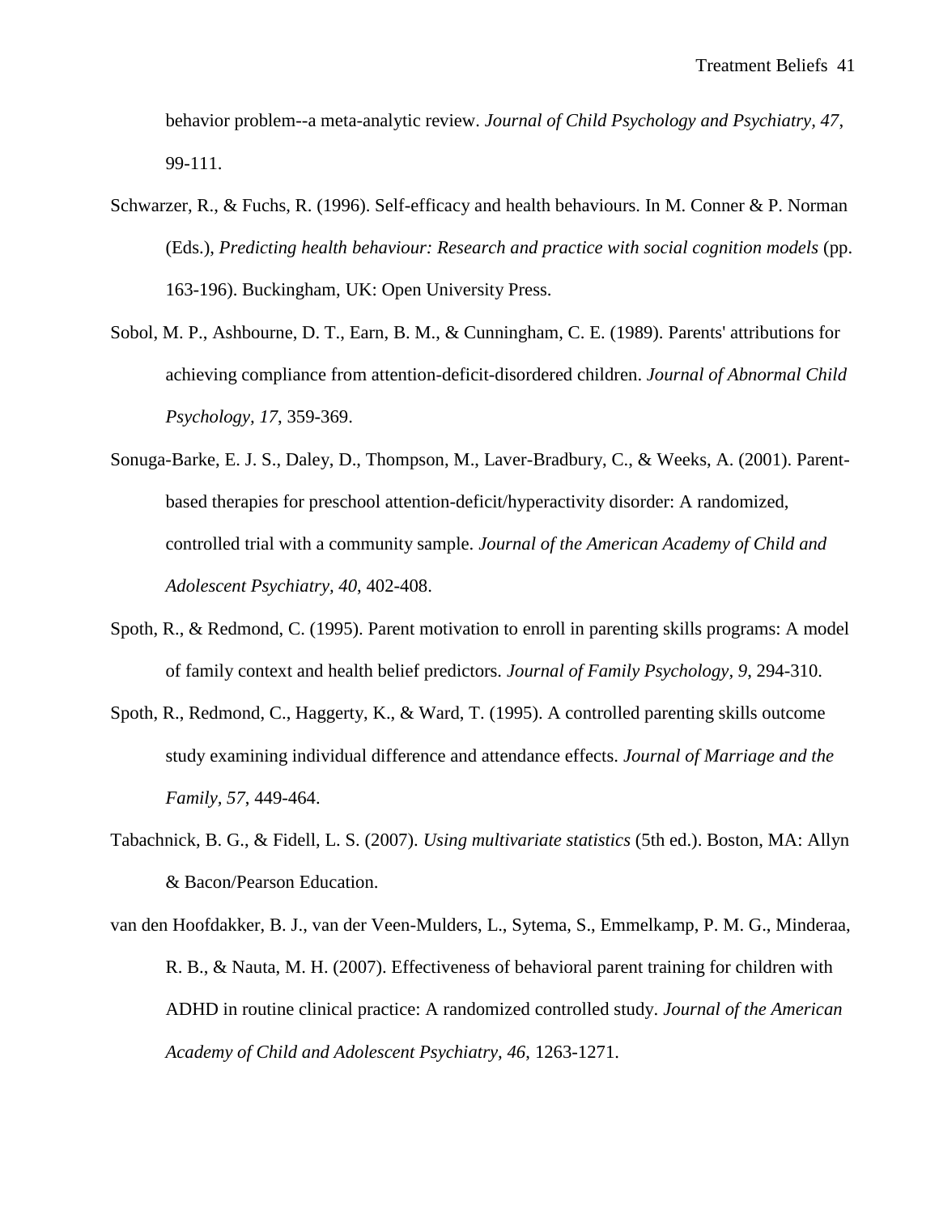behavior problem--a meta-analytic review. *Journal of Child Psychology and Psychiatry, 47*, 99-111.

Schwarzer, R., & Fuchs, R. (1996). Self-efficacy and health behaviours. In M. Conner & P. Norman (Eds.), *Predicting health behaviour: Research and practice with social cognition models* (pp. 163-196). Buckingham, UK: Open University Press.

Sobol, M. P., Ashbourne, D. T., Earn, B. M., & Cunningham, C. E. (1989). Parents' attributions for achieving compliance from attention-deficit-disordered children. *Journal of Abnormal Child Psychology, 17*, 359-369.

Sonuga-Barke, E. J. S., Daley, D., Thompson, M., Laver-Bradbury, C., & Weeks, A. (2001). Parent-based therapies for preschool attention-deficit/hyperactivity disorder: A randomized, controlled trial with a community sample. *Journal of the American Academy of Child and Adolescent Psychiatry, 40*, 402-408.

Spoth, R., & Redmond, C. (1995). Parent motivation to enroll in parenting skills programs: A model of family context and health belief predictors. *Journal of Family Psychology, 9*, 294-310.

Spoth, R., Redmond, C., Haggerty, K., & Ward, T. (1995). A controlled parenting skills outcome study examining individual difference and attendance effects. *Journal of Marriage and the Family, 57*, 449-464.

Tabachnick, B. G., & Fidell, L. S. (2007). *Using multivariate statistics* (5th ed.). Boston, MA: Allyn & Bacon/Pearson Education.

van den Hoofdakker, B. J., van der Veen-Mulders, L., Sytema, S., Emmelkamp, P. M. G., Minderaa, R. B., & Nauta, M. H. (2007). Effectiveness of behavioral parent training for children with ADHD in routine clinical practice: A randomized controlled study. *Journal of the American Academy of Child and Adolescent Psychiatry, 46*, 1263-1271.